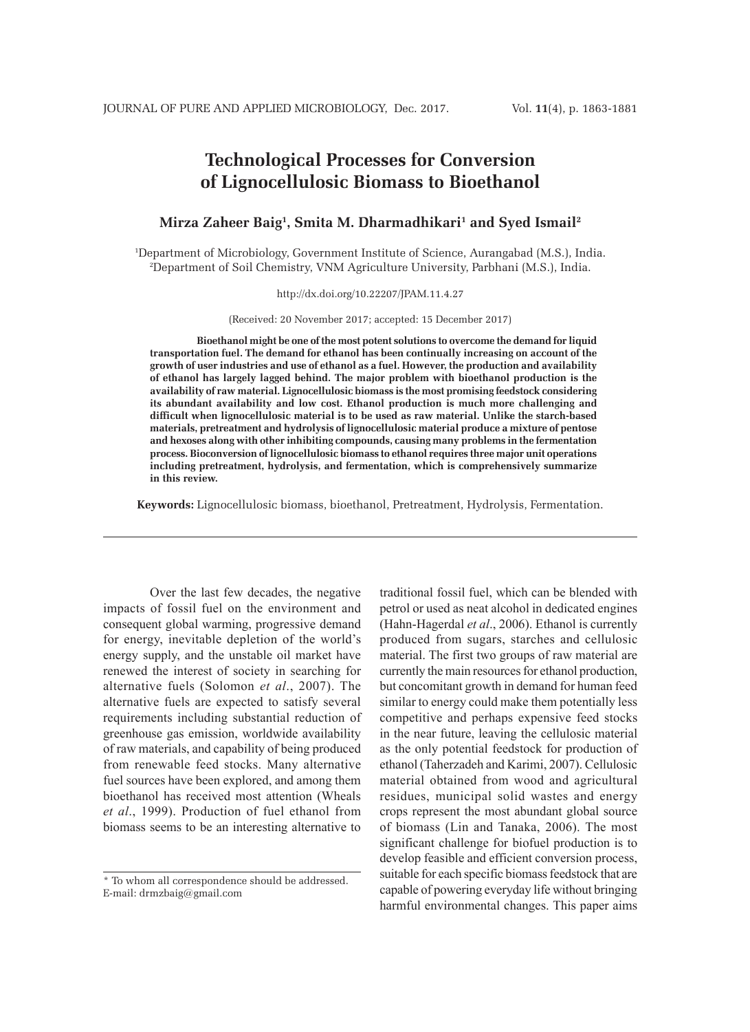# Technological Processes for Conversion of Lignocellulosic Biomass to Bioethanol

**Mirza Zaheer Baig[1], Smita M. Dharmadhikari[1] and Syed Ismail[2]**

[1]Department of Microbiology, Government Institute of Science, Aurangabad (M.S.), India.
[2]Department of Soil Chemistry, VNM Agriculture University, Parbhani (M.S.), India.

http://dx.doi.org/10.22207/JPAM.11.4.27

(Received: 20 November 2017; accepted: 15 December 2017)

**Bioethanol might be one of the most potent solutions to overcome the demand for liquid transportation fuel. The demand for ethanol has been continually increasing on account of the growth of user industries and use of ethanol as a fuel. However, the production and availability of ethanol has largely lagged behind. The major problem with bioethanol production is the availability of raw material. Lignocellulosic biomass is the most promising feedstock considering its abundant availability and low cost. Ethanol production is much more challenging and difficult when lignocellulosic material is to be used as raw material. Unlike the starch-based materials, pretreatment and hydrolysis of lignocellulosic material produce a mixture of pentose and hexoses along with other inhibiting compounds, causing many problems in the fermentation process. Bioconversion of lignocellulosic biomass to ethanol requires three major unit operations including pretreatment, hydrolysis, and fermentation, which is comprehensively summarize in this review.**

**Keywords:** Lignocellulosic biomass, bioethanol, Pretreatment, Hydrolysis, Fermentation.

---

Over the last few decades, the negative impacts of fossil fuel on the environment and consequent global warming, progressive demand for energy, inevitable depletion of the world's energy supply, and the unstable oil market have renewed the interest of society in searching for alternative fuels (Solomon *et al*., 2007). The alternative fuels are expected to satisfy several requirements including substantial reduction of greenhouse gas emission, worldwide availability of raw materials, and capability of being produced from renewable feed stocks. Many alternative fuel sources have been explored, and among them bioethanol has received most attention (Wheals *et al*., 1999). Production of fuel ethanol from biomass seems to be an interesting alternative to traditional fossil fuel, which can be blended with petrol or used as neat alcohol in dedicated engines (Hahn-Hagerdal *et al*., 2006). Ethanol is currently produced from sugars, starches and cellulosic material. The first two groups of raw material are currently the main resources for ethanol production, but concomitant growth in demand for human feed similar to energy could make them potentially less competitive and perhaps expensive feed stocks in the near future, leaving the cellulosic material as the only potential feedstock for production of ethanol (Taherzadeh and Karimi, 2007). Cellulosic material obtained from wood and agricultural residues, municipal solid wastes and energy crops represent the most abundant global source of biomass (Lin and Tanaka, 2006). The most significant challenge for biofuel production is to develop feasible and efficient conversion process, suitable for each specific biomass feedstock that are capable of powering everyday life without bringing harmful environmental changes. This paper aims

---

\* To whom all correspondence should be addressed.
E-mail: drmzbaig@gmail.com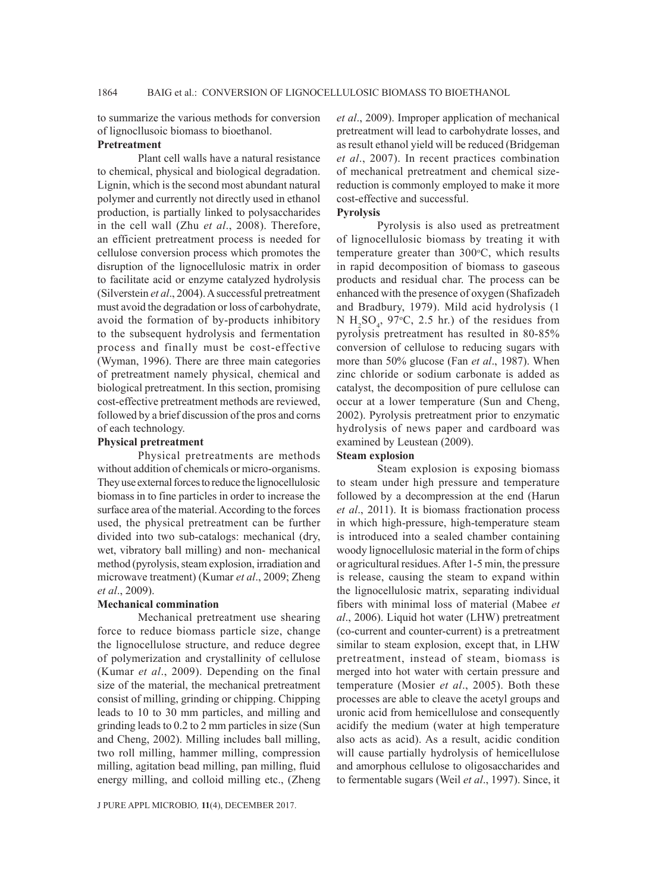to summarize the various methods for conversion of lignocllusoic biomass to bioethanol.

## Pretreatment

Plant cell walls have a natural resistance to chemical, physical and biological degradation. Lignin, which is the second most abundant natural polymer and currently not directly used in ethanol production, is partially linked to polysaccharides in the cell wall (Zhu *et al*., 2008). Therefore, an efficient pretreatment process is needed for cellulose conversion process which promotes the disruption of the lignocellulosic matrix in order to facilitate acid or enzyme catalyzed hydrolysis (Silverstein *et al*., 2004). A successful pretreatment must avoid the degradation or loss of carbohydrate, avoid the formation of by-products inhibitory to the subsequent hydrolysis and fermentation process and finally must be cost-effective (Wyman, 1996). There are three main categories of pretreatment namely physical, chemical and biological pretreatment. In this section, promising cost-effective pretreatment methods are reviewed, followed by a brief discussion of the pros and corns of each technology.

### Physical pretreatment

Physical pretreatments are methods without addition of chemicals or micro-organisms. They use external forces to reduce the lignocellulosic biomass in to fine particles in order to increase the surface area of the material. According to the forces used, the physical pretreatment can be further divided into two sub-catalogs: mechanical (dry, wet, vibratory ball milling) and non- mechanical method (pyrolysis, steam explosion, irradiation and microwave treatment) (Kumar *et al*., 2009; Zheng *et al*., 2009).

### Mechanical commination

Mechanical pretreatment use shearing force to reduce biomass particle size, change the lignocellulose structure, and reduce degree of polymerization and crystallinity of cellulose (Kumar *et al*., 2009). Depending on the final size of the material, the mechanical pretreatment consist of milling, grinding or chipping. Chipping leads to 10 to 30 mm particles, and milling and grinding leads to 0.2 to 2 mm particles in size (Sun and Cheng, 2002). Milling includes ball milling, two roll milling, hammer milling, compression milling, agitation bead milling, pan milling, fluid energy milling, and colloid milling etc., (Zheng *et al*., 2009). Improper application of mechanical pretreatment will lead to carbohydrate losses, and as result ethanol yield will be reduced (Bridgeman *et al*., 2007). In recent practices combination of mechanical pretreatment and chemical size-reduction is commonly employed to make it more cost-effective and successful.

### Pyrolysis

Pyrolysis is also used as pretreatment of lignocellulosic biomass by treating it with temperature greater than 300°C, which results in rapid decomposition of biomass to gaseous products and residual char. The process can be enhanced with the presence of oxygen (Shafizadeh and Bradbury, 1979). Mild acid hydrolysis (1 N $H_2SO_4$, 97°C, 2.5 hr.) of the residues from pyrolysis pretreatment has resulted in 80-85% conversion of cellulose to reducing sugars with more than 50% glucose (Fan *et al*., 1987). When zinc chloride or sodium carbonate is added as catalyst, the decomposition of pure cellulose can occur at a lower temperature (Sun and Cheng, 2002). Pyrolysis pretreatment prior to enzymatic hydrolysis of news paper and cardboard was examined by Leustean (2009).

### Steam explosion

Steam explosion is exposing biomass to steam under high pressure and temperature followed by a decompression at the end (Harun *et al*., 2011). It is biomass fractionation process in which high-pressure, high-temperature steam is introduced into a sealed chamber containing woody lignocellulosic material in the form of chips or agricultural residues. After 1-5 min, the pressure is release, causing the steam to expand within the lignocellulosic matrix, separating individual fibers with minimal loss of material (Mabee *et al*., 2006). Liquid hot water (LHW) pretreatment (co-current and counter-current) is a pretreatment similar to steam explosion, except that, in LHW pretreatment, instead of steam, biomass is merged into hot water with certain pressure and temperature (Mosier *et al*., 2005). Both these processes are able to cleave the acetyl groups and uronic acid from hemicellulose and consequently acidify the medium (water at high temperature also acts as acid). As a result, acidic condition will cause partially hydrolysis of hemicellulose and amorphous cellulose to oligosaccharides and to fermentable sugars (Weil *et al*., 1997). Since, it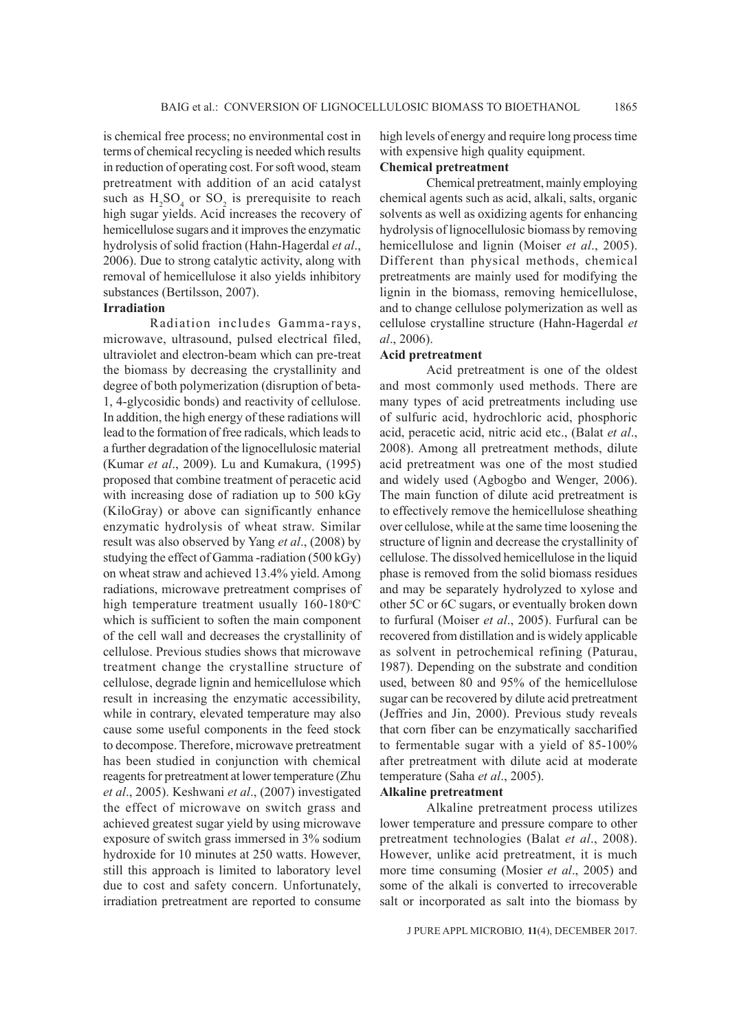is chemical free process; no environmental cost in terms of chemical recycling is needed which results in reduction of operating cost. For soft wood, steam pretreatment with addition of an acid catalyst such as $H_2SO_4$ or $SO_2$ is prerequisite to reach high sugar yields. Acid increases the recovery of hemicellulose sugars and it improves the enzymatic hydrolysis of solid fraction (Hahn-Hagerdal *et al*., 2006). Due to strong catalytic activity, along with removal of hemicellulose it also yields inhibitory substances (Bertilsson, 2007).

### Irradiation

Radiation includes Gamma-rays, microwave, ultrasound, pulsed electrical filed, ultraviolet and electron-beam which can pre-treat the biomass by decreasing the crystallinity and degree of both polymerization (disruption of beta-1, 4-glycosidic bonds) and reactivity of cellulose. In addition, the high energy of these radiations will lead to the formation of free radicals, which leads to a further degradation of the lignocellulosic material (Kumar *et al*., 2009). Lu and Kumakura, (1995) proposed that combine treatment of peracetic acid with increasing dose of radiation up to 500 kGy (KiloGray) or above can significantly enhance enzymatic hydrolysis of wheat straw. Similar result was also observed by Yang *et al*., (2008) by studying the effect of Gamma -radiation (500 kGy) on wheat straw and achieved 13.4% yield. Among radiations, microwave pretreatment comprises of high temperature treatment usually 160-180°C which is sufficient to soften the main component of the cell wall and decreases the crystallinity of cellulose. Previous studies shows that microwave treatment change the crystalline structure of cellulose, degrade lignin and hemicellulose which result in increasing the enzymatic accessibility, while in contrary, elevated temperature may also cause some useful components in the feed stock to decompose. Therefore, microwave pretreatment has been studied in conjunction with chemical reagents for pretreatment at lower temperature (Zhu *et al*., 2005). Keshwani *et al*., (2007) investigated the effect of microwave on switch grass and achieved greatest sugar yield by using microwave exposure of switch grass immersed in 3% sodium hydroxide for 10 minutes at 250 watts. However, still this approach is limited to laboratory level due to cost and safety concern. Unfortunately, irradiation pretreatment are reported to consume high levels of energy and require long process time with expensive high quality equipment.

### Chemical pretreatment

Chemical pretreatment, mainly employing chemical agents such as acid, alkali, salts, organic solvents as well as oxidizing agents for enhancing hydrolysis of lignocellulosic biomass by removing hemicellulose and lignin (Moiser *et al*., 2005). Different than physical methods, chemical pretreatments are mainly used for modifying the lignin in the biomass, removing hemicellulose, and to change cellulose polymerization as well as cellulose crystalline structure (Hahn-Hagerdal *et al*., 2006).

### Acid pretreatment

Acid pretreatment is one of the oldest and most commonly used methods. There are many types of acid pretreatments including use of sulfuric acid, hydrochloric acid, phosphoric acid, peracetic acid, nitric acid etc., (Balat *et al*., 2008). Among all pretreatment methods, dilute acid pretreatment was one of the most studied and widely used (Agbogbo and Wenger, 2006). The main function of dilute acid pretreatment is to effectively remove the hemicellulose sheathing over cellulose, while at the same time loosening the structure of lignin and decrease the crystallinity of cellulose. The dissolved hemicellulose in the liquid phase is removed from the solid biomass residues and may be separately hydrolyzed to xylose and other 5C or 6C sugars, or eventually broken down to furfural (Moiser *et al*., 2005). Furfural can be recovered from distillation and is widely applicable as solvent in petrochemical refining (Paturau, 1987). Depending on the substrate and condition used, between 80 and 95% of the hemicellulose sugar can be recovered by dilute acid pretreatment (Jeffries and Jin, 2000). Previous study reveals that corn fiber can be enzymatically saccharified to fermentable sugar with a yield of 85-100% after pretreatment with dilute acid at moderate temperature (Saha *et al*., 2005).

### Alkaline pretreatment

Alkaline pretreatment process utilizes lower temperature and pressure compare to other pretreatment technologies (Balat *et al*., 2008). However, unlike acid pretreatment, it is much more time consuming (Mosier *et al*., 2005) and some of the alkali is converted to irrecoverable salt or incorporated as salt into the biomass by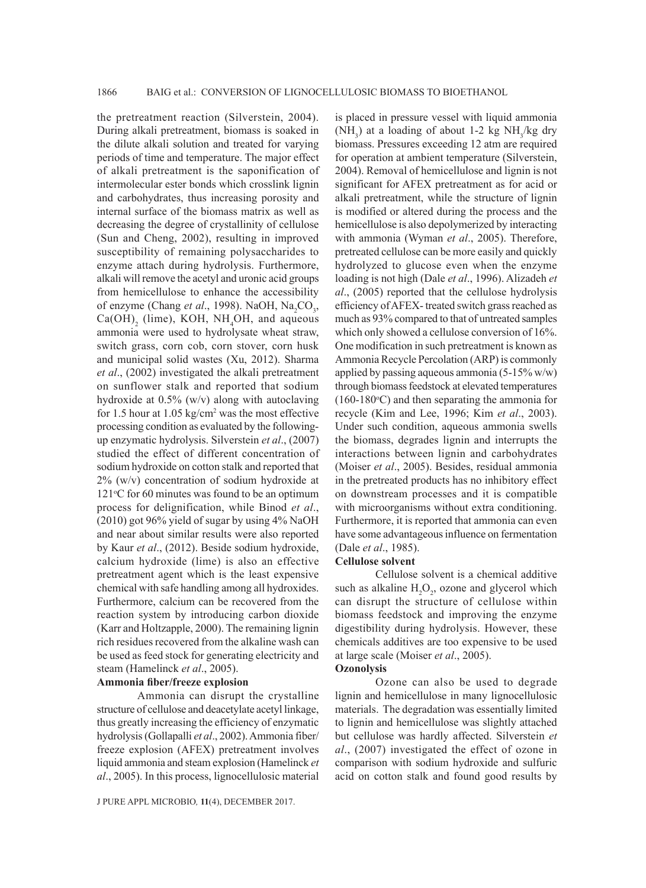the pretreatment reaction (Silverstein, 2004). During alkali pretreatment, biomass is soaked in the dilute alkali solution and treated for varying periods of time and temperature. The major effect of alkali pretreatment is the saponification of intermolecular ester bonds which crosslink lignin and carbohydrates, thus increasing porosity and internal surface of the biomass matrix as well as decreasing the degree of crystallinity of cellulose (Sun and Cheng, 2002), resulting in improved susceptibility of remaining polysaccharides to enzyme attach during hydrolysis. Furthermore, alkali will remove the acetyl and uronic acid groups from hemicellulose to enhance the accessibility of enzyme (Chang *et al*., 1998). NaOH, $Na_2CO_3$, $Ca(OH)_2$ (lime), KOH, $NH_4OH$, and aqueous ammonia were used to hydrolysate wheat straw, switch grass, corn cob, corn stover, corn husk and municipal solid wastes (Xu, 2012). Sharma *et al*., (2002) investigated the alkali pretreatment on sunflower stalk and reported that sodium hydroxide at 0.5% (w/v) along with autoclaving for 1.5 hour at 1.05 kg/cm$^2$ was the most effective processing condition as evaluated by the following-up enzymatic hydrolysis. Silverstein *et al*., (2007) studied the effect of different concentration of sodium hydroxide on cotton stalk and reported that 2% (w/v) concentration of sodium hydroxide at 121°C for 60 minutes was found to be an optimum process for delignification, while Binod *et al*., (2010) got 96% yield of sugar by using 4% NaOH and near about similar results were also reported by Kaur *et al*., (2012). Beside sodium hydroxide, calcium hydroxide (lime) is also an effective pretreatment agent which is the least expensive chemical with safe handling among all hydroxides. Furthermore, calcium can be recovered from the reaction system by introducing carbon dioxide (Karr and Holtzapple, 2000). The remaining lignin rich residues recovered from the alkaline wash can be used as feed stock for generating electricity and steam (Hamelinck *et al*., 2005).

**Ammonia fiber/freeze explosion**

Ammonia can disrupt the crystalline structure of cellulose and deacetylate acetyl linkage, thus greatly increasing the efficiency of enzymatic hydrolysis (Gollapalli *et al*., 2002). Ammonia fiber/freeze explosion (AFEX) pretreatment involves liquid ammonia and steam explosion (Hamelinck *et al*., 2005). In this process, lignocellulosic material is placed in pressure vessel with liquid ammonia ($NH_3$) at a loading of about 1-2 kg $NH_3$/kg dry biomass. Pressures exceeding 12 atm are required for operation at ambient temperature (Silverstein, 2004). Removal of hemicellulose and lignin is not significant for AFEX pretreatment as for acid or alkali pretreatment, while the structure of lignin is modified or altered during the process and the hemicellulose is also depolymerized by interacting with ammonia (Wyman *et al*., 2005). Therefore, pretreated cellulose can be more easily and quickly hydrolyzed to glucose even when the enzyme loading is not high (Dale *et al*., 1996). Alizadeh *et al*., (2005) reported that the cellulose hydrolysis efficiency of AFEX- treated switch grass reached as much as 93% compared to that of untreated samples which only showed a cellulose conversion of 16%. One modification in such pretreatment is known as Ammonia Recycle Percolation (ARP) is commonly applied by passing aqueous ammonia (5-15% w/w) through biomass feedstock at elevated temperatures (160-180°C) and then separating the ammonia for recycle (Kim and Lee, 1996; Kim *et al*., 2003). Under such condition, aqueous ammonia swells the biomass, degrades lignin and interrupts the interactions between lignin and carbohydrates (Moiser *et al*., 2005). Besides, residual ammonia in the pretreated products has no inhibitory effect on downstream processes and it is compatible with microorganisms without extra conditioning. Furthermore, it is reported that ammonia can even have some advantageous influence on fermentation (Dale *et al*., 1985).

**Cellulose solvent**

Cellulose solvent is a chemical additive such as alkaline $H_2O_2$, ozone and glycerol which can disrupt the structure of cellulose within biomass feedstock and improving the enzyme digestibility during hydrolysis. However, these chemicals additives are too expensive to be used at large scale (Moiser *et al*., 2005).

**Ozonolysis**

Ozone can also be used to degrade lignin and hemicellulose in many lignocellulosic materials. The degradation was essentially limited to lignin and hemicellulose was slightly attached but cellulose was hardly affected. Silverstein *et al*., (2007) investigated the effect of ozone in comparison with sodium hydroxide and sulfuric acid on cotton stalk and found good results by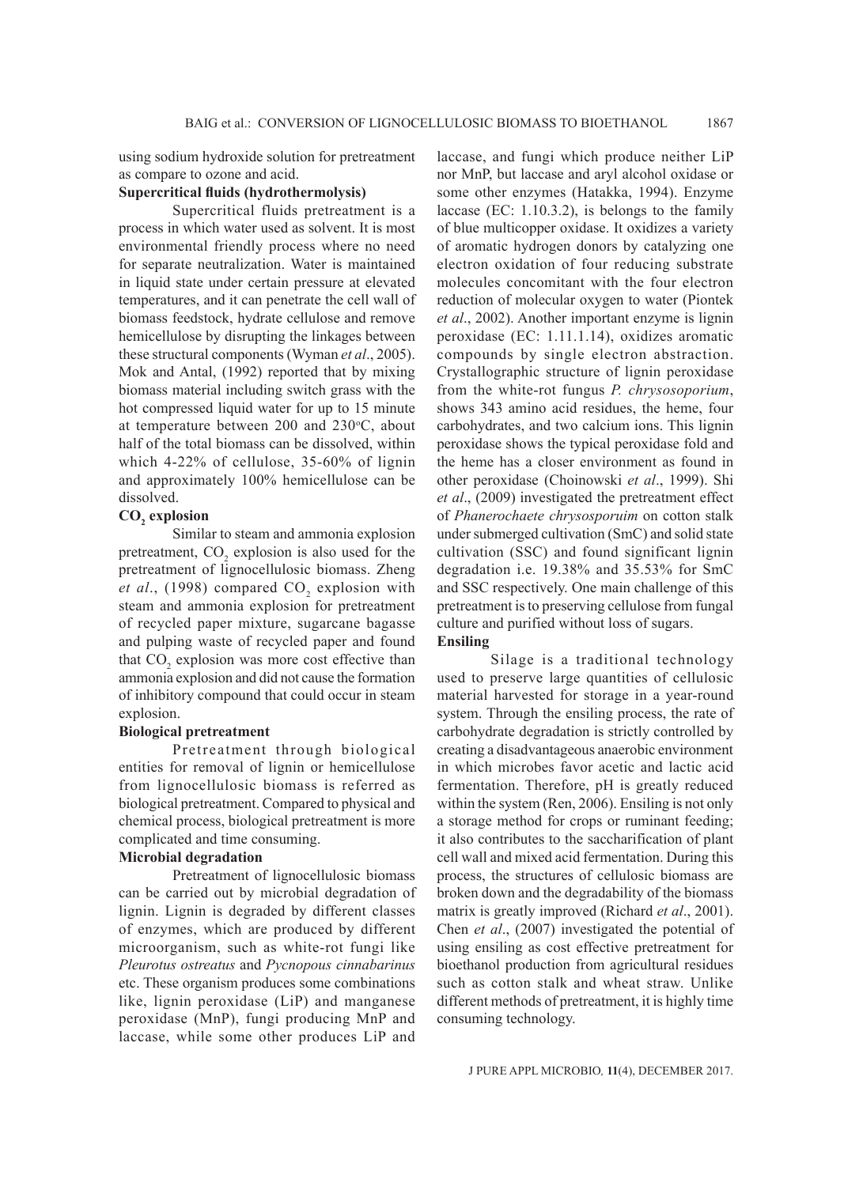using sodium hydroxide solution for pretreatment as compare to ozone and acid.

**Supercritical fluids (hydrothermolysis)**

Supercritical fluids pretreatment is a process in which water used as solvent. It is most environmental friendly process where no need for separate neutralization. Water is maintained in liquid state under certain pressure at elevated temperatures, and it can penetrate the cell wall of biomass feedstock, hydrate cellulose and remove hemicellulose by disrupting the linkages between these structural components (Wyman *et al*., 2005). Mok and Antal, (1992) reported that by mixing biomass material including switch grass with the hot compressed liquid water for up to 15 minute at temperature between 200 and 230°C, about half of the total biomass can be dissolved, within which 4-22% of cellulose, 35-60% of lignin and approximately 100% hemicellulose can be dissolved.

**$CO_2$ explosion**

Similar to steam and ammonia explosion pretreatment, $CO_2$ explosion is also used for the pretreatment of lignocellulosic biomass. Zheng *et al*., (1998) compared $CO_2$ explosion with steam and ammonia explosion for pretreatment of recycled paper mixture, sugarcane bagasse and pulping waste of recycled paper and found that $CO_2$ explosion was more cost effective than ammonia explosion and did not cause the formation of inhibitory compound that could occur in steam explosion.

**Biological pretreatment**

Pretreatment through biological entities for removal of lignin or hemicellulose from lignocellulosic biomass is referred as biological pretreatment. Compared to physical and chemical process, biological pretreatment is more complicated and time consuming.

**Microbial degradation**

Pretreatment of lignocellulosic biomass can be carried out by microbial degradation of lignin. Lignin is degraded by different classes of enzymes, which are produced by different microorganism, such as white-rot fungi like *Pleurotus ostreatus* and *Pycnopous cinnabarinus* etc. These organism produces some combinations like, lignin peroxidase (LiP) and manganese peroxidase (MnP), fungi producing MnP and laccase, while some other produces LiP and laccase, and fungi which produce neither LiP nor MnP, but laccase and aryl alcohol oxidase or some other enzymes (Hatakka, 1994). Enzyme laccase (EC: 1.10.3.2), is belongs to the family of blue multicopper oxidase. It oxidizes a variety of aromatic hydrogen donors by catalyzing one electron oxidation of four reducing substrate molecules concomitant with the four electron reduction of molecular oxygen to water (Piontek *et al*., 2002). Another important enzyme is lignin peroxidase (EC: 1.11.1.14), oxidizes aromatic compounds by single electron abstraction. Crystallographic structure of lignin peroxidase from the white-rot fungus *P. chrysosoporium*, shows 343 amino acid residues, the heme, four carbohydrates, and two calcium ions. This lignin peroxidase shows the typical peroxidase fold and the heme has a closer environment as found in other peroxidase (Choinowski *et al*., 1999). Shi *et al*., (2009) investigated the pretreatment effect of *Phanerochaete chrysosporuim* on cotton stalk under submerged cultivation (SmC) and solid state cultivation (SSC) and found significant lignin degradation i.e. 19.38% and 35.53% for SmC and SSC respectively. One main challenge of this pretreatment is to preserving cellulose from fungal culture and purified without loss of sugars.

**Ensiling**

Silage is a traditional technology used to preserve large quantities of cellulosic material harvested for storage in a year-round system. Through the ensiling process, the rate of carbohydrate degradation is strictly controlled by creating a disadvantageous anaerobic environment in which microbes favor acetic and lactic acid fermentation. Therefore, pH is greatly reduced within the system (Ren, 2006). Ensiling is not only a storage method for crops or ruminant feeding; it also contributes to the saccharification of plant cell wall and mixed acid fermentation. During this process, the structures of cellulosic biomass are broken down and the degradability of the biomass matrix is greatly improved (Richard *et al*., 2001). Chen *et al*., (2007) investigated the potential of using ensiling as cost effective pretreatment for bioethanol production from agricultural residues such as cotton stalk and wheat straw. Unlike different methods of pretreatment, it is highly time consuming technology.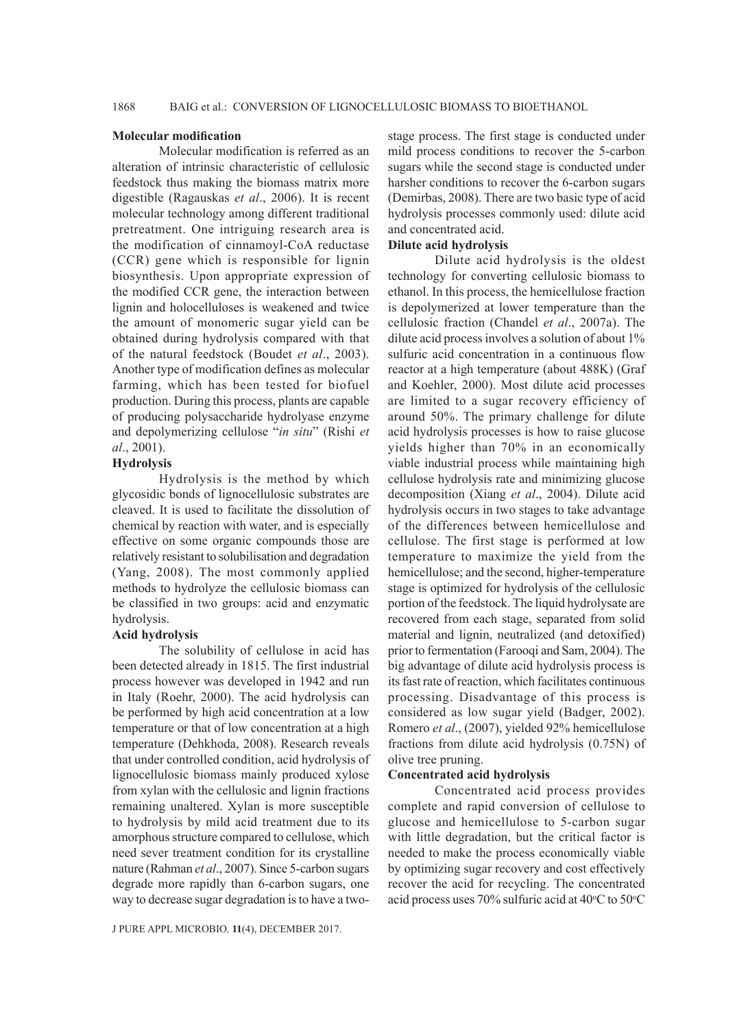### Molecular modification

Molecular modification is referred as an alteration of intrinsic characteristic of cellulosic feedstock thus making the biomass matrix more digestible (Ragauskas *et al*., 2006). It is recent molecular technology among different traditional pretreatment. One intriguing research area is the modification of cinnamoyl-CoA reductase (CCR) gene which is responsible for lignin biosynthesis. Upon appropriate expression of the modified CCR gene, the interaction between lignin and holocelluloses is weakened and twice the amount of monomeric sugar yield can be obtained during hydrolysis compared with that of the natural feedstock (Boudet *et al*., 2003). Another type of modification defines as molecular farming, which has been tested for biofuel production. During this process, plants are capable of producing polysaccharide hydrolyase enzyme and depolymerizing cellulose "*in situ*" (Rishi *et al*., 2001).

### Hydrolysis

Hydrolysis is the method by which glycosidic bonds of lignocellulosic substrates are cleaved. It is used to facilitate the dissolution of chemical by reaction with water, and is especially effective on some organic compounds those are relatively resistant to solubilisation and degradation (Yang, 2008). The most commonly applied methods to hydrolyze the cellulosic biomass can be classified in two groups: acid and enzymatic hydrolysis.

### Acid hydrolysis

The solubility of cellulose in acid has been detected already in 1815. The first industrial process however was developed in 1942 and run in Italy (Roehr, 2000). The acid hydrolysis can be performed by high acid concentration at a low temperature or that of low concentration at a high temperature (Dehkhoda, 2008). Research reveals that under controlled condition, acid hydrolysis of lignocellulosic biomass mainly produced xylose from xylan with the cellulosic and lignin fractions remaining unaltered. Xylan is more susceptible to hydrolysis by mild acid treatment due to its amorphous structure compared to cellulose, which need sever treatment condition for its crystalline nature (Rahman *et al*., 2007). Since 5-carbon sugars degrade more rapidly than 6-carbon sugars, one way to decrease sugar degradation is to have a two-stage process. The first stage is conducted under mild process conditions to recover the 5-carbon sugars while the second stage is conducted under harsher conditions to recover the 6-carbon sugars (Demirbas, 2008). There are two basic type of acid hydrolysis processes commonly used: dilute acid and concentrated acid.

### Dilute acid hydrolysis

Dilute acid hydrolysis is the oldest technology for converting cellulosic biomass to ethanol. In this process, the hemicellulose fraction is depolymerized at lower temperature than the cellulosic fraction (Chandel *et al*., 2007a). The dilute acid process involves a solution of about 1% sulfuric acid concentration in a continuous flow reactor at a high temperature (about 488K) (Graf and Koehler, 2000). Most dilute acid processes are limited to a sugar recovery efficiency of around 50%. The primary challenge for dilute acid hydrolysis processes is how to raise glucose yields higher than 70% in an economically viable industrial process while maintaining high cellulose hydrolysis rate and minimizing glucose decomposition (Xiang *et al*., 2004). Dilute acid hydrolysis occurs in two stages to take advantage of the differences between hemicellulose and cellulose. The first stage is performed at low temperature to maximize the yield from the hemicellulose; and the second, higher-temperature stage is optimized for hydrolysis of the cellulosic portion of the feedstock. The liquid hydrolysate are recovered from each stage, separated from solid material and lignin, neutralized (and detoxified) prior to fermentation (Farooqi and Sam, 2004). The big advantage of dilute acid hydrolysis process is its fast rate of reaction, which facilitates continuous processing. Disadvantage of this process is considered as low sugar yield (Badger, 2002). Romero *et al*., (2007), yielded 92% hemicellulose fractions from dilute acid hydrolysis (0.75N) of olive tree pruning.

### Concentrated acid hydrolysis

Concentrated acid process provides complete and rapid conversion of cellulose to glucose and hemicellulose to 5-carbon sugar with little degradation, but the critical factor is needed to make the process economically viable by optimizing sugar recovery and cost effectively recover the acid for recycling. The concentrated acid process uses 70% sulfuric acid at 40°C to 50°C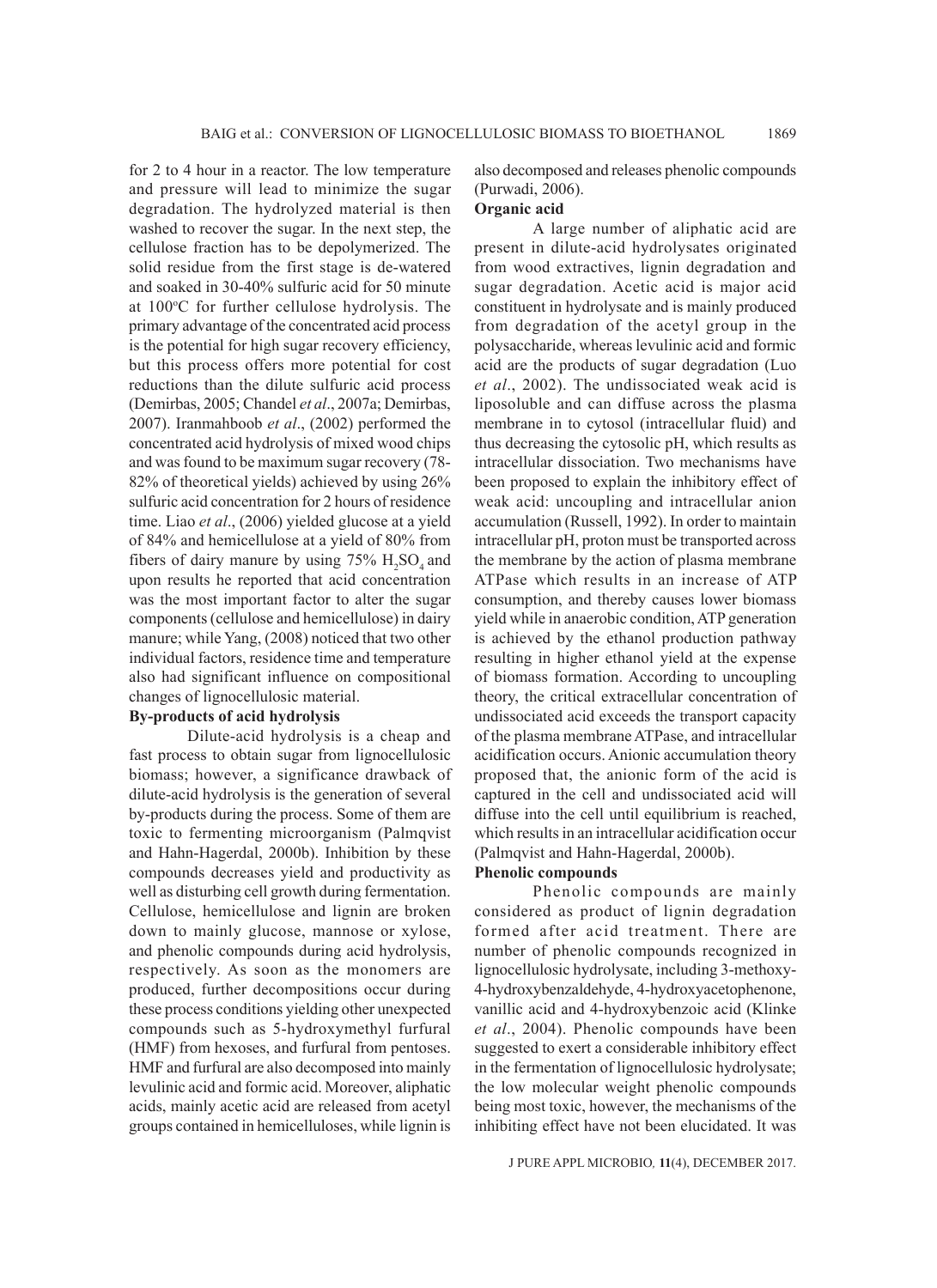for 2 to 4 hour in a reactor. The low temperature and pressure will lead to minimize the sugar degradation. The hydrolyzed material is then washed to recover the sugar. In the next step, the cellulose fraction has to be depolymerized. The solid residue from the first stage is de-watered and soaked in 30-40% sulfuric acid for 50 minute at 100°C for further cellulose hydrolysis. The primary advantage of the concentrated acid process is the potential for high sugar recovery efficiency, but this process offers more potential for cost reductions than the dilute sulfuric acid process (Demirbas, 2005; Chandel *et al*., 2007a; Demirbas, 2007). Iranmahboob *et al*., (2002) performed the concentrated acid hydrolysis of mixed wood chips and was found to be maximum sugar recovery (78-82% of theoretical yields) achieved by using 26% sulfuric acid concentration for 2 hours of residence time. Liao *et al*., (2006) yielded glucose at a yield of 84% and hemicellulose at a yield of 80% from fibers of dairy manure by using 75% $H_2SO_4$ and upon results he reported that acid concentration was the most important factor to alter the sugar components (cellulose and hemicellulose) in dairy manure; while Yang, (2008) noticed that two other individual factors, residence time and temperature also had significant influence on compositional changes of lignocellulosic material.

**By-products of acid hydrolysis**

Dilute-acid hydrolysis is a cheap and fast process to obtain sugar from lignocellulosic biomass; however, a significance drawback of dilute-acid hydrolysis is the generation of several by-products during the process. Some of them are toxic to fermenting microorganism (Palmqvist and Hahn-Hagerdal, 2000b). Inhibition by these compounds decreases yield and productivity as well as disturbing cell growth during fermentation. Cellulose, hemicellulose and lignin are broken down to mainly glucose, mannose or xylose, and phenolic compounds during acid hydrolysis, respectively. As soon as the monomers are produced, further decompositions occur during these process conditions yielding other unexpected compounds such as 5-hydroxymethyl furfural (HMF) from hexoses, and furfural from pentoses. HMF and furfural are also decomposed into mainly levulinic acid and formic acid. Moreover, aliphatic acids, mainly acetic acid are released from acetyl groups contained in hemicelluloses, while lignin is also decomposed and releases phenolic compounds (Purwadi, 2006).

**Organic acid**

A large number of aliphatic acid are present in dilute-acid hydrolysates originated from wood extractives, lignin degradation and sugar degradation. Acetic acid is major acid constituent in hydrolysate and is mainly produced from degradation of the acetyl group in the polysaccharide, whereas levulinic acid and formic acid are the products of sugar degradation (Luo *et al*., 2002). The undissociated weak acid is liposoluble and can diffuse across the plasma membrane in to cytosol (intracellular fluid) and thus decreasing the cytosolic pH, which results as intracellular dissociation. Two mechanisms have been proposed to explain the inhibitory effect of weak acid: uncoupling and intracellular anion accumulation (Russell, 1992). In order to maintain intracellular pH, proton must be transported across the membrane by the action of plasma membrane ATPase which results in an increase of ATP consumption, and thereby causes lower biomass yield while in anaerobic condition, ATP generation is achieved by the ethanol production pathway resulting in higher ethanol yield at the expense of biomass formation. According to uncoupling theory, the critical extracellular concentration of undissociated acid exceeds the transport capacity of the plasma membrane ATPase, and intracellular acidification occurs. Anionic accumulation theory proposed that, the anionic form of the acid is captured in the cell and undissociated acid will diffuse into the cell until equilibrium is reached, which results in an intracellular acidification occur (Palmqvist and Hahn-Hagerdal, 2000b).

**Phenolic compounds**

Phenolic compounds are mainly considered as product of lignin degradation formed after acid treatment. There are number of phenolic compounds recognized in lignocellulosic hydrolysate, including 3-methoxy-4-hydroxybenzaldehyde, 4-hydroxyacetophenone, vanillic acid and 4-hydroxybenzoic acid (Klinke *et al*., 2004). Phenolic compounds have been suggested to exert a considerable inhibitory effect in the fermentation of lignocellulosic hydrolysate; the low molecular weight phenolic compounds being most toxic, however, the mechanisms of the inhibiting effect have not been elucidated. It was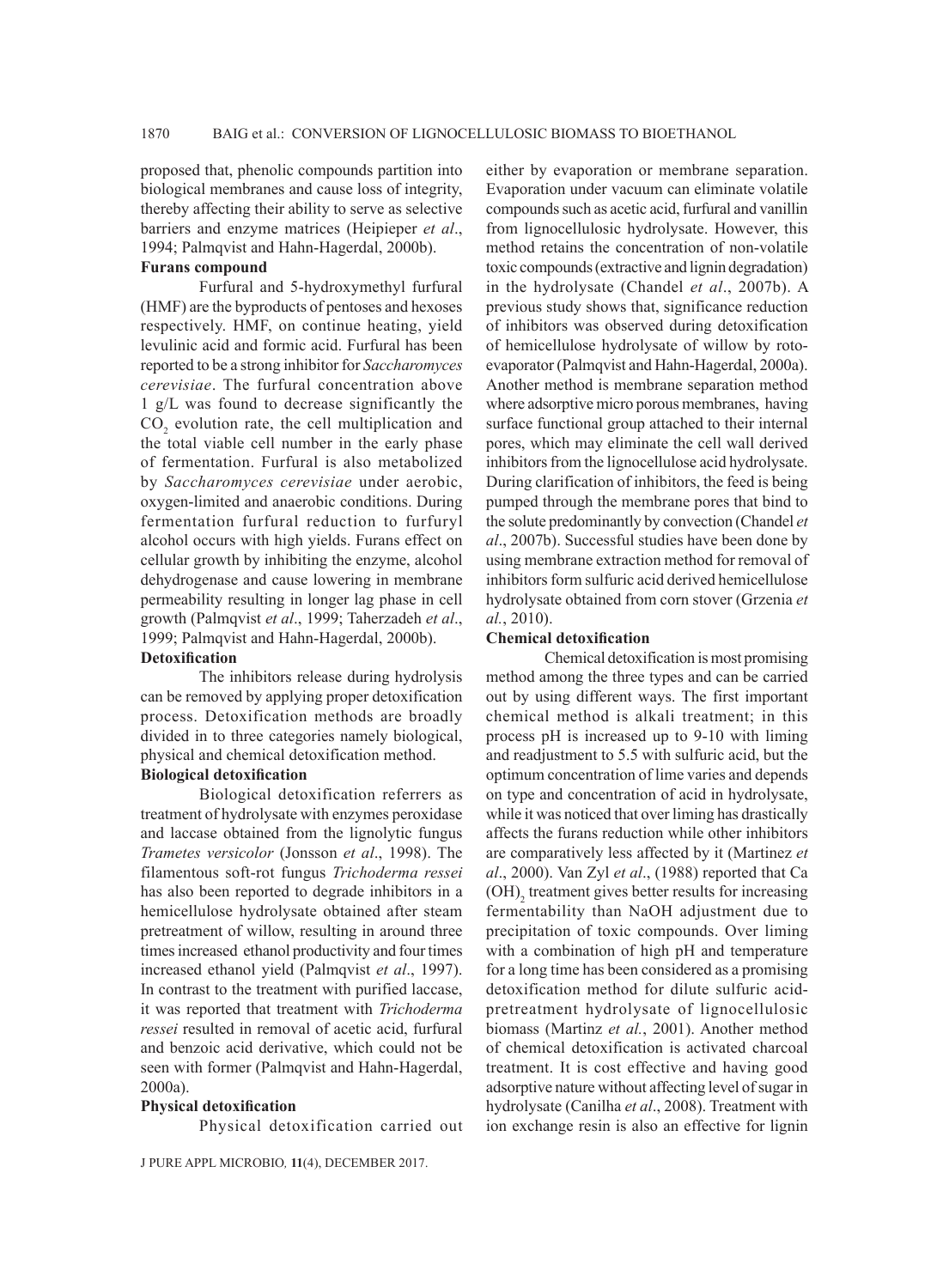proposed that, phenolic compounds partition into biological membranes and cause loss of integrity, thereby affecting their ability to serve as selective barriers and enzyme matrices (Heipieper *et al*., 1994; Palmqvist and Hahn-Hagerdal, 2000b).

**Furans compound**

Furfural and 5-hydroxymethyl furfural (HMF) are the byproducts of pentoses and hexoses respectively. HMF, on continue heating, yield levulinic acid and formic acid. Furfural has been reported to be a strong inhibitor for *Saccharomyces cerevisiae*. The furfural concentration above 1 g/L was found to decrease significantly the $CO_2$ evolution rate, the cell multiplication and the total viable cell number in the early phase of fermentation. Furfural is also metabolized by *Saccharomyces cerevisiae* under aerobic, oxygen-limited and anaerobic conditions. During fermentation furfural reduction to furfuryl alcohol occurs with high yields. Furans effect on cellular growth by inhibiting the enzyme, alcohol dehydrogenase and cause lowering in membrane permeability resulting in longer lag phase in cell growth (Palmqvist *et al*., 1999; Taherzadeh *et al*., 1999; Palmqvist and Hahn-Hagerdal, 2000b).

**Detoxification**

The inhibitors release during hydrolysis can be removed by applying proper detoxification process. Detoxification methods are broadly divided in to three categories namely biological, physical and chemical detoxification method.

**Biological detoxification**

Biological detoxification referrers as treatment of hydrolysate with enzymes peroxidase and laccase obtained from the lignolytic fungus *Trametes versicolor* (Jonsson *et al*., 1998). The filamentous soft-rot fungus *Trichoderma ressei* has also been reported to degrade inhibitors in a hemicellulose hydrolysate obtained after steam pretreatment of willow, resulting in around three times increased ethanol productivity and four times increased ethanol yield (Palmqvist *et al*., 1997). In contrast to the treatment with purified laccase, it was reported that treatment with *Trichoderma ressei* resulted in removal of acetic acid, furfural and benzoic acid derivative, which could not be seen with former (Palmqvist and Hahn-Hagerdal, 2000a).

**Physical detoxification**

Physical detoxification carried out either by evaporation or membrane separation. Evaporation under vacuum can eliminate volatile compounds such as acetic acid, furfural and vanillin from lignocellulosic hydrolysate. However, this method retains the concentration of non-volatile toxic compounds (extractive and lignin degradation) in the hydrolysate (Chandel *et al*., 2007b). A previous study shows that, significance reduction of inhibitors was observed during detoxification of hemicellulose hydrolysate of willow by roto-evaporator (Palmqvist and Hahn-Hagerdal, 2000a). Another method is membrane separation method where adsorptive micro porous membranes, having surface functional group attached to their internal pores, which may eliminate the cell wall derived inhibitors from the lignocellulose acid hydrolysate. During clarification of inhibitors, the feed is being pumped through the membrane pores that bind to the solute predominantly by convection (Chandel *et al*., 2007b). Successful studies have been done by using membrane extraction method for removal of inhibitors form sulfuric acid derived hemicellulose hydrolysate obtained from corn stover (Grzenia *et al.*, 2010).

**Chemical detoxification**

Chemical detoxification is most promising method among the three types and can be carried out by using different ways. The first important chemical method is alkali treatment; in this process pH is increased up to 9-10 with liming and readjustment to 5.5 with sulfuric acid, but the optimum concentration of lime varies and depends on type and concentration of acid in hydrolysate, while it was noticed that over liming has drastically affects the furans reduction while other inhibitors are comparatively less affected by it (Martinez *et al*., 2000). Van Zyl *et al*., (1988) reported that $Ca(OH)_2$ treatment gives better results for increasing fermentability than NaOH adjustment due to precipitation of toxic compounds. Over liming with a combination of high pH and temperature for a long time has been considered as a promising detoxification method for dilute sulfuric acid-pretreatment hydrolysate of lignocellulosic biomass (Martinz *et al.*, 2001). Another method of chemical detoxification is activated charcoal treatment. It is cost effective and having good adsorptive nature without affecting level of sugar in hydrolysate (Canilha *et al*., 2008). Treatment with ion exchange resin is also an effective for lignin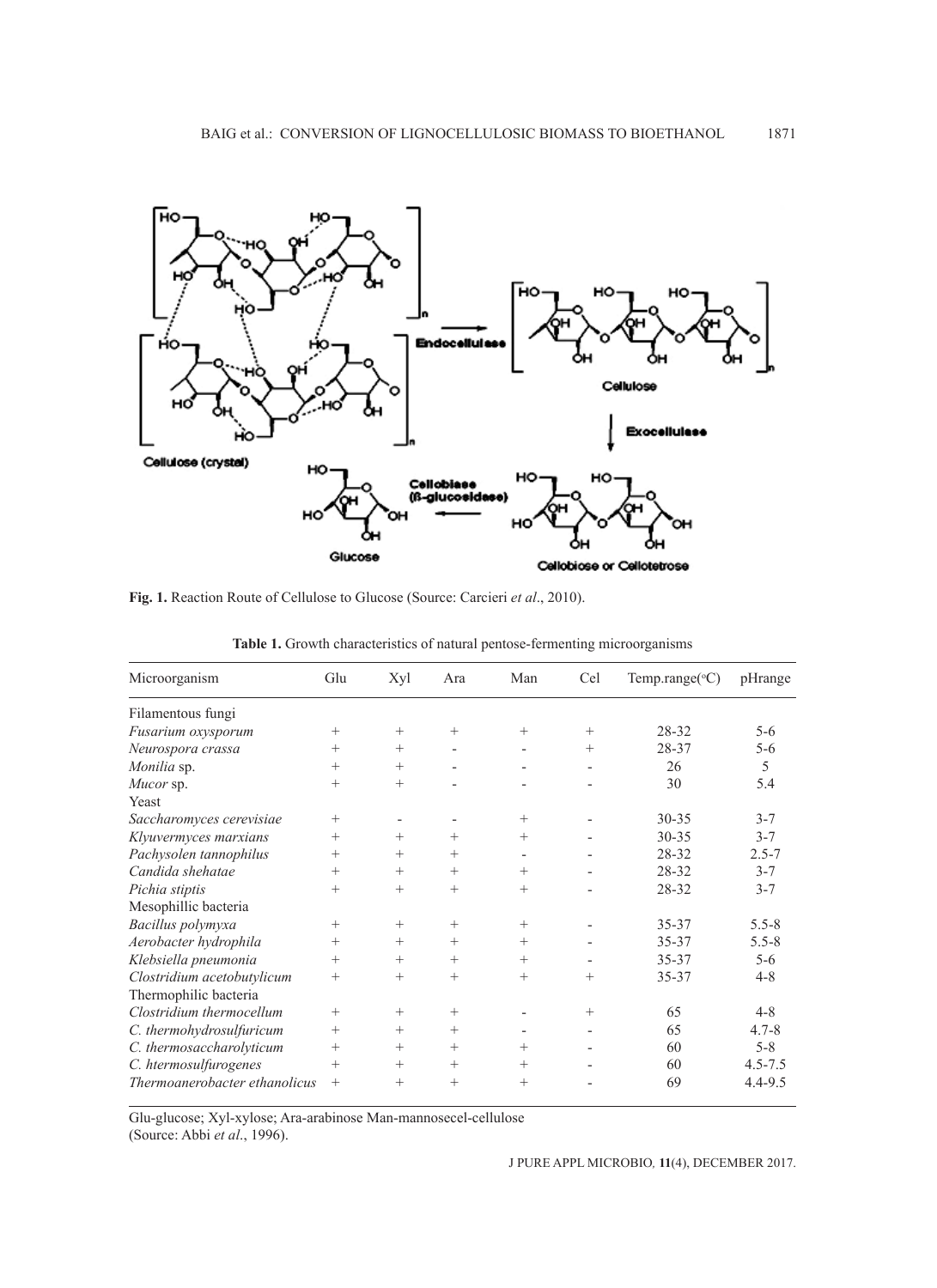Fig. 1. Reaction Route of Cellulose to Glucose (Source: Carcieri *et al*., 2010).

**Table 1.** Growth characteristics of natural pentose-fermenting microorganisms

| Microorganism | Glu | Xyl | Ara | Man | Cel | Temp.range(°C) | pHrange |
|---|---|---|---|---|---|---|---|
| Filamentous fungi | | | | | | | |
| *Fusarium oxysporum* | + | + | + | + | + | 28-32 | 5-6 |
| *Neurospora crassa* | + | + | - | - | + | 28-37 | 5-6 |
| *Monilia* sp. | + | + | - | - | - | 26 | 5 |
| *Mucor* sp. | + | + | - | - | - | 30 | 5.4 |
| Yeast | | | | | | | |
| *Saccharomyces cerevisiae* | + | - | - | + | - | 30-35 | 3-7 |
| *Klyuvermyces marxians* | + | + | + | + | - | 30-35 | 3-7 |
| *Pachysolen tannophilus* | + | + | + | - | - | 28-32 | 2.5-7 |
| *Candida shehatae* | + | + | + | + | - | 28-32 | 3-7 |
| *Pichia stiptis* | + | + | + | + | - | 28-32 | 3-7 |
| Mesophillic bacteria | | | | | | | |
| *Bacillus polymyxa* | + | + | + | + | - | 35-37 | 5.5-8 |
| *Aerobacter hydrophila* | + | + | + | + | - | 35-37 | 5.5-8 |
| *Klebsiella pneumonia* | + | + | + | + | - | 35-37 | 5-6 |
| *Clostridium acetobutylicum* | + | + | + | + | + | 35-37 | 4-8 |
| Thermophilic bacteria | | | | | | | |
| *Clostridium thermocellum* | + | + | + | - | + | 65 | 4-8 |
| *C. thermohydrosulfuricum* | + | + | + | - | - | 65 | 4.7-8 |
| *C. thermosaccharolyticum* | + | + | + | + | - | 60 | 5-8 |
| *C. htermosulfurogenes* | + | + | + | + | - | 60 | 4.5-7.5 |
| *Thermoanerobacter ethanolicus* | + | + | + | + | - | 69 | 4.4-9.5 |

Glu-glucose; Xyl-xylose; Ara-arabinose Man-mannosecel-cellulose
(Source: Abbi *et al*., 1996).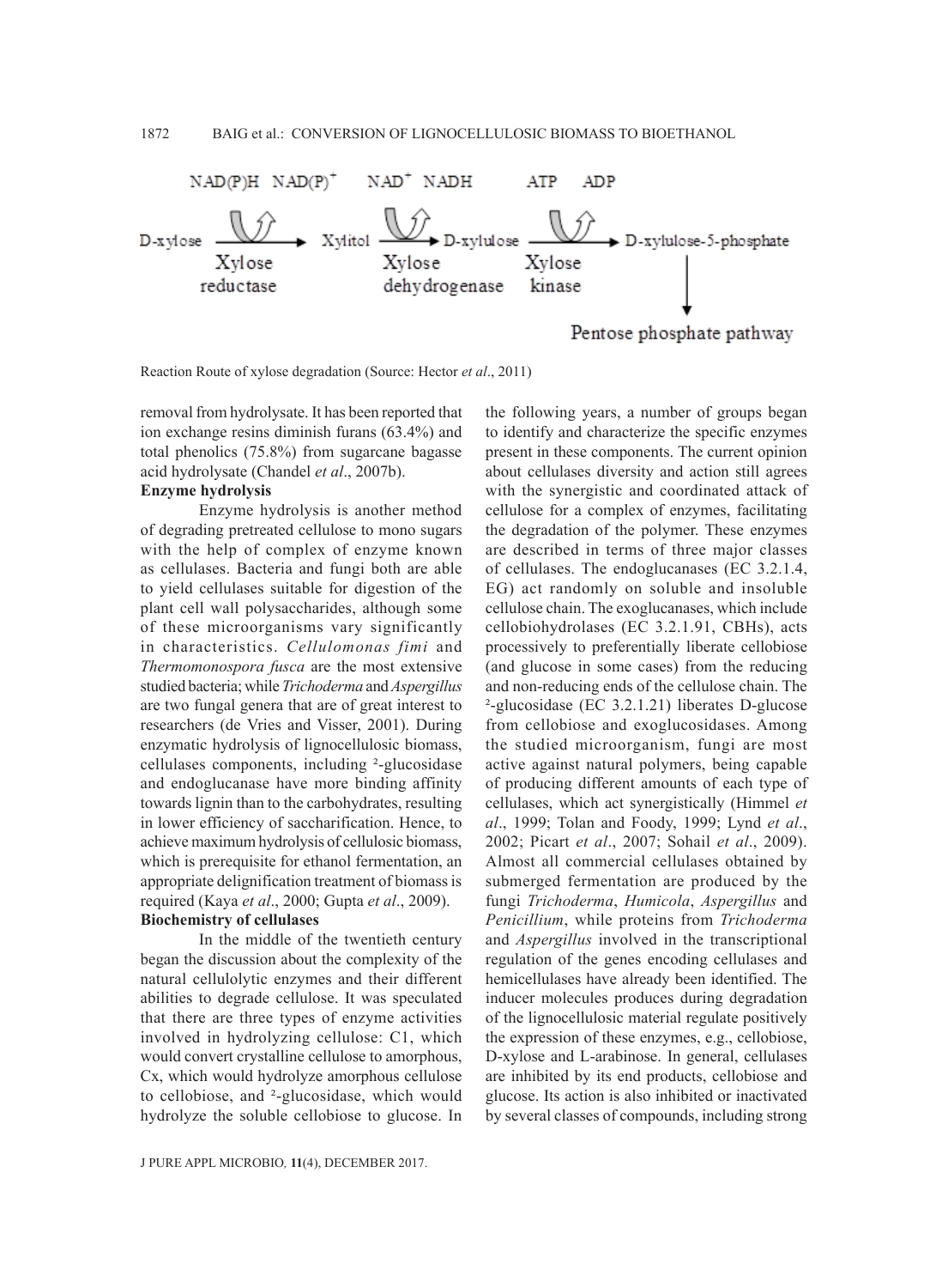D-xylose → (Xylose reductase; NAD(P)H → NAD(P)$^+$) → Xylitol → (Xylose dehydrogenase; NAD$^+$ → NADH) → D-xylulose → (Xylose kinase; ATP → ADP) → D-xylulose-5-phosphate → Pentose phosphate pathway

Reaction Route of xylose degradation (Source: Hector *et al*., 2011)

removal from hydrolysate. It has been reported that ion exchange resins diminish furans (63.4%) and total phenolics (75.8%) from sugarcane bagasse acid hydrolysate (Chandel *et al*., 2007b).

**Enzyme hydrolysis**

Enzyme hydrolysis is another method of degrading pretreated cellulose to mono sugars with the help of complex of enzyme known as cellulases. Bacteria and fungi both are able to yield cellulases suitable for digestion of the plant cell wall polysaccharides, although some of these microorganisms vary significantly in characteristics. *Cellulomonas fimi* and *Thermomonospora fusca* are the most extensive studied bacteria; while *Trichoderma* and *Aspergillus* are two fungal genera that are of great interest to researchers (de Vries and Visser, 2001). During enzymatic hydrolysis of lignocellulosic biomass, cellulases components, including ²-glucosidase and endoglucanase have more binding affinity towards lignin than to the carbohydrates, resulting in lower efficiency of saccharification. Hence, to achieve maximum hydrolysis of cellulosic biomass, which is prerequisite for ethanol fermentation, an appropriate delignification treatment of biomass is required (Kaya *et al*., 2000; Gupta *et al*., 2009).

**Biochemistry of cellulases**

In the middle of the twentieth century began the discussion about the complexity of the natural cellulolytic enzymes and their different abilities to degrade cellulose. It was speculated that there are three types of enzyme activities involved in hydrolyzing cellulose: C1, which would convert crystalline cellulose to amorphous, Cx, which would hydrolyze amorphous cellulose to cellobiose, and ²-glucosidase, which would hydrolyze the soluble cellobiose to glucose. In the following years, a number of groups began to identify and characterize the specific enzymes present in these components. The current opinion about cellulases diversity and action still agrees with the synergistic and coordinated attack of cellulose for a complex of enzymes, facilitating the degradation of the polymer. These enzymes are described in terms of three major classes of cellulases. The endoglucanases (EC 3.2.1.4, EG) act randomly on soluble and insoluble cellulose chain. The exoglucanases, which include cellobiohydrolases (EC 3.2.1.91, CBHs), acts processively to preferentially liberate cellobiose (and glucose in some cases) from the reducing and non-reducing ends of the cellulose chain. The ²-glucosidase (EC 3.2.1.21) liberates D-glucose from cellobiose and exoglucosidases. Among the studied microorganism, fungi are most active against natural polymers, being capable of producing different amounts of each type of cellulases, which act synergistically (Himmel *et al*., 1999; Tolan and Foody, 1999; Lynd *et al*., 2002; Picart *et al*., 2007; Sohail *et al*., 2009). Almost all commercial cellulases obtained by submerged fermentation are produced by the fungi *Trichoderma*, *Humicola*, *Aspergillus* and *Penicillium*, while proteins from *Trichoderma* and *Aspergillus* involved in the transcriptional regulation of the genes encoding cellulases and hemicellulases have already been identified. The inducer molecules produces during degradation of the lignocellulosic material regulate positively the expression of these enzymes, e.g., cellobiose, D-xylose and L-arabinose. In general, cellulases are inhibited by its end products, cellobiose and glucose. Its action is also inhibited or inactivated by several classes of compounds, including strong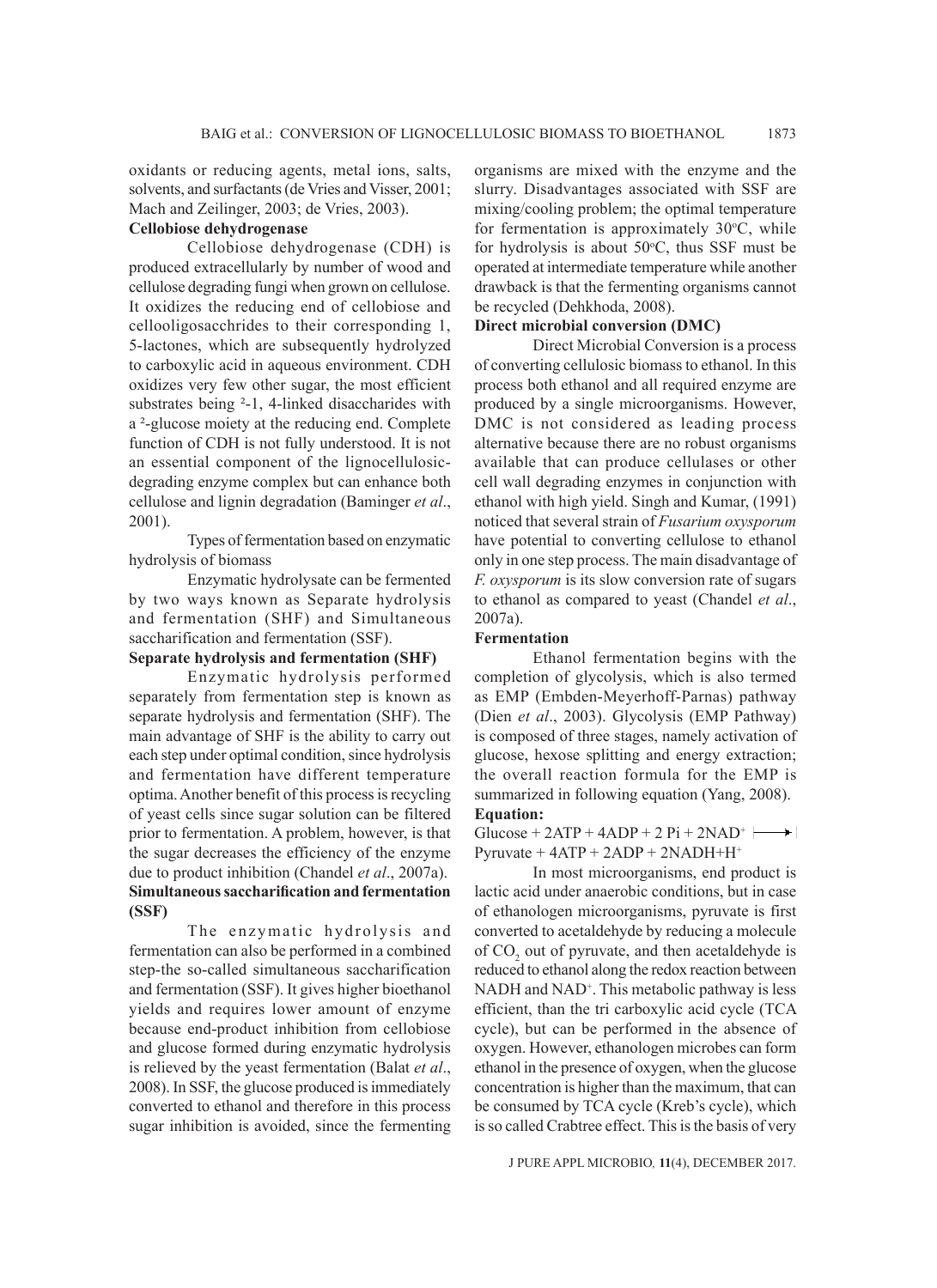oxidants or reducing agents, metal ions, salts, solvents, and surfactants (de Vries and Visser, 2001; Mach and Zeilinger, 2003; de Vries, 2003).

**Cellobiose dehydrogenase**

Cellobiose dehydrogenase (CDH) is produced extracellularly by number of wood and cellulose degrading fungi when grown on cellulose. It oxidizes the reducing end of cellobiose and cellooligosacchrides to their corresponding 1, 5-lactones, which are subsequently hydrolyzed to carboxylic acid in aqueous environment. CDH oxidizes very few other sugar, the most efficient substrates being ²-1, 4-linked disaccharides with a ²-glucose moiety at the reducing end. Complete function of CDH is not fully understood. It is not an essential component of the lignocellulosic-degrading enzyme complex but can enhance both cellulose and lignin degradation (Baminger *et al*., 2001).

Types of fermentation based on enzymatic hydrolysis of biomass

Enzymatic hydrolysate can be fermented by two ways known as Separate hydrolysis and fermentation (SHF) and Simultaneous saccharification and fermentation (SSF).

**Separate hydrolysis and fermentation (SHF)**

Enzymatic hydrolysis performed separately from fermentation step is known as separate hydrolysis and fermentation (SHF). The main advantage of SHF is the ability to carry out each step under optimal condition, since hydrolysis and fermentation have different temperature optima. Another benefit of this process is recycling of yeast cells since sugar solution can be filtered prior to fermentation. A problem, however, is that the sugar decreases the efficiency of the enzyme due to product inhibition (Chandel *et al*., 2007a).

**Simultaneous saccharification and fermentation (SSF)**

The enzymatic hydrolysis and fermentation can also be performed in a combined step-the so-called simultaneous saccharification and fermentation (SSF). It gives higher bioethanol yields and requires lower amount of enzyme because end-product inhibition from cellobiose and glucose formed during enzymatic hydrolysis is relieved by the yeast fermentation (Balat *et al*., 2008). In SSF, the glucose produced is immediately converted to ethanol and therefore in this process sugar inhibition is avoided, since the fermenting organisms are mixed with the enzyme and the slurry. Disadvantages associated with SSF are mixing/cooling problem; the optimal temperature for fermentation is approximately 30°C, while for hydrolysis is about 50°C, thus SSF must be operated at intermediate temperature while another drawback is that the fermenting organisms cannot be recycled (Dehkhoda, 2008).

**Direct microbial conversion (DMC)**

Direct Microbial Conversion is a process of converting cellulosic biomass to ethanol. In this process both ethanol and all required enzyme are produced by a single microorganisms. However, DMC is not considered as leading process alternative because there are no robust organisms available that can produce cellulases or other cell wall degrading enzymes in conjunction with ethanol with high yield. Singh and Kumar, (1991) noticed that several strain of *Fusarium oxysporum* have potential to converting cellulose to ethanol only in one step process. The main disadvantage of *F. oxysporum* is its slow conversion rate of sugars to ethanol as compared to yeast (Chandel *et al*., 2007a).

**Fermentation**

Ethanol fermentation begins with the completion of glycolysis, which is also termed as EMP (Embden-Meyerhoff-Parnas) pathway (Dien *et al*., 2003). Glycolysis (EMP Pathway) is composed of three stages, namely activation of glucose, hexose splitting and energy extraction; the overall reaction formula for the EMP is summarized in following equation (Yang, 2008).

**Equation:**

$$\text{Glucose} + 2ATP + 4ADP + 2\,Pi + 2NAD^+ \longrightarrow \text{Pyruvate} + 4ATP + 2ADP + 2NADH{+}H^+$$

In most microorganisms, end product is lactic acid under anaerobic conditions, but in case of ethanologen microorganisms, pyruvate is first converted to acetaldehyde by reducing a molecule of $CO_2$ out of pyruvate, and then acetaldehyde is reduced to ethanol along the redox reaction between NADH and $NAD^+$. This metabolic pathway is less efficient, than the tri carboxylic acid cycle (TCA cycle), but can be performed in the absence of oxygen. However, ethanologen microbes can form ethanol in the presence of oxygen, when the glucose concentration is higher than the maximum, that can be consumed by TCA cycle (Kreb's cycle), which is so called Crabtree effect. This is the basis of very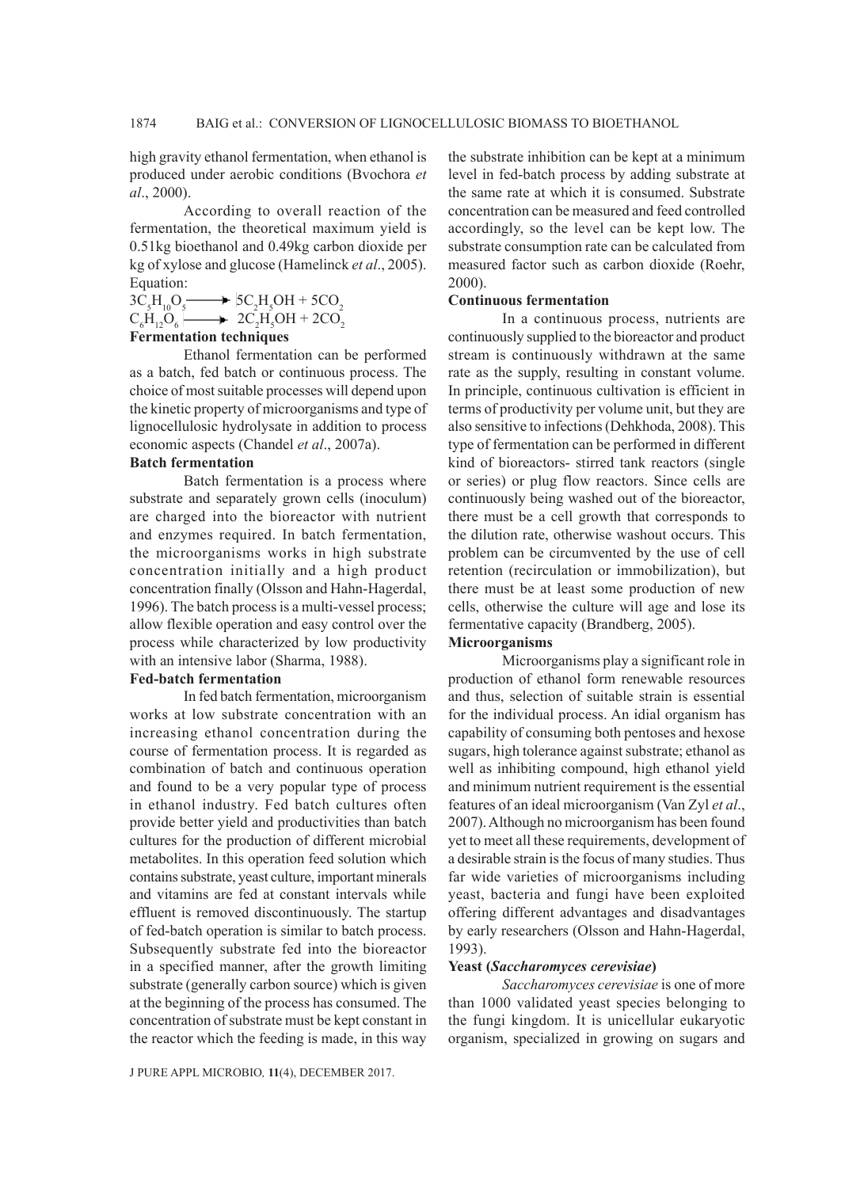high gravity ethanol fermentation, when ethanol is produced under aerobic conditions (Bvochora *et al*., 2000).

According to overall reaction of the fermentation, the theoretical maximum yield is 0.51kg bioethanol and 0.49kg carbon dioxide per kg of xylose and glucose (Hamelinck *et al*., 2005). Equation:

$$3C_5H_{10}O_5 \longrightarrow 5C_2H_5OH + 5CO_2$$

$$C_6H_{12}O_6 \longrightarrow 2C_2H_5OH + 2CO_2$$

### Fermentation techniques

Ethanol fermentation can be performed as a batch, fed batch or continuous process. The choice of most suitable processes will depend upon the kinetic property of microorganisms and type of lignocellulosic hydrolysate in addition to process economic aspects (Chandel *et al*., 2007a).

### Batch fermentation

Batch fermentation is a process where substrate and separately grown cells (inoculum) are charged into the bioreactor with nutrient and enzymes required. In batch fermentation, the microorganisms works in high substrate concentration initially and a high product concentration finally (Olsson and Hahn-Hagerdal, 1996). The batch process is a multi-vessel process; allow flexible operation and easy control over the process while characterized by low productivity with an intensive labor (Sharma, 1988).

### Fed-batch fermentation

In fed batch fermentation, microorganism works at low substrate concentration with an increasing ethanol concentration during the course of fermentation process. It is regarded as combination of batch and continuous operation and found to be a very popular type of process in ethanol industry. Fed batch cultures often provide better yield and productivities than batch cultures for the production of different microbial metabolites. In this operation feed solution which contains substrate, yeast culture, important minerals and vitamins are fed at constant intervals while effluent is removed discontinuously. The startup of fed-batch operation is similar to batch process. Subsequently substrate fed into the bioreactor in a specified manner, after the growth limiting substrate (generally carbon source) which is given at the beginning of the process has consumed. The concentration of substrate must be kept constant in the reactor which the feeding is made, in this way the substrate inhibition can be kept at a minimum level in fed-batch process by adding substrate at the same rate at which it is consumed. Substrate concentration can be measured and feed controlled accordingly, so the level can be kept low. The substrate consumption rate can be calculated from measured factor such as carbon dioxide (Roehr, 2000).

### Continuous fermentation

In a continuous process, nutrients are continuously supplied to the bioreactor and product stream is continuously withdrawn at the same rate as the supply, resulting in constant volume. In principle, continuous cultivation is efficient in terms of productivity per volume unit, but they are also sensitive to infections (Dehkhoda, 2008). This type of fermentation can be performed in different kind of bioreactors- stirred tank reactors (single or series) or plug flow reactors. Since cells are continuously being washed out of the bioreactor, there must be a cell growth that corresponds to the dilution rate, otherwise washout occurs. This problem can be circumvented by the use of cell retention (recirculation or immobilization), but there must be at least some production of new cells, otherwise the culture will age and lose its fermentative capacity (Brandberg, 2005).

### Microorganisms

Microorganisms play a significant role in production of ethanol form renewable resources and thus, selection of suitable strain is essential for the individual process. An idial organism has capability of consuming both pentoses and hexose sugars, high tolerance against substrate; ethanol as well as inhibiting compound, high ethanol yield and minimum nutrient requirement is the essential features of an ideal microorganism (Van Zyl *et al*., 2007). Although no microorganism has been found yet to meet all these requirements, development of a desirable strain is the focus of many studies. Thus far wide varieties of microorganisms including yeast, bacteria and fungi have been exploited offering different advantages and disadvantages by early researchers (Olsson and Hahn-Hagerdal, 1993).

### Yeast (*Saccharomyces cerevisiae*)

*Saccharomyces cerevisiae* is one of more than 1000 validated yeast species belonging to the fungi kingdom. It is unicellular eukaryotic organism, specialized in growing on sugars and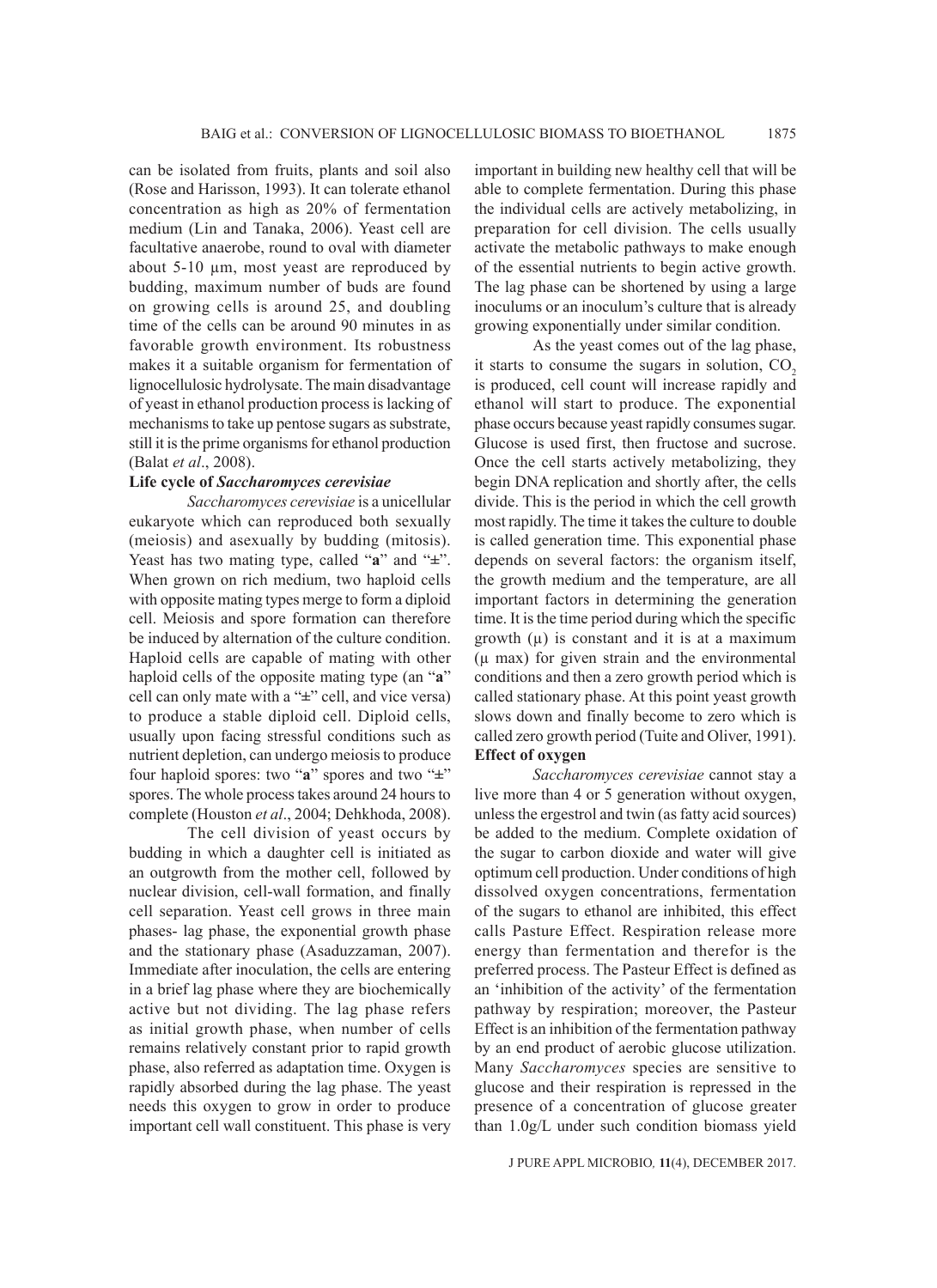can be isolated from fruits, plants and soil also (Rose and Harisson, 1993). It can tolerate ethanol concentration as high as 20% of fermentation medium (Lin and Tanaka, 2006). Yeast cell are facultative anaerobe, round to oval with diameter about 5-10 µm, most yeast are reproduced by budding, maximum number of buds are found on growing cells is around 25, and doubling time of the cells can be around 90 minutes in as favorable growth environment. Its robustness makes it a suitable organism for fermentation of lignocellulosic hydrolysate. The main disadvantage of yeast in ethanol production process is lacking of mechanisms to take up pentose sugars as substrate, still it is the prime organisms for ethanol production (Balat *et al*., 2008).

**Life cycle of *Saccharomyces cerevisiae***

*Saccharomyces cerevisiae* is a unicellular eukaryote which can reproduced both sexually (meiosis) and asexually by budding (mitosis). Yeast has two mating type, called "**a**" and "±". When grown on rich medium, two haploid cells with opposite mating types merge to form a diploid cell. Meiosis and spore formation can therefore be induced by alternation of the culture condition. Haploid cells are capable of mating with other haploid cells of the opposite mating type (an "**a**" cell can only mate with a "±" cell, and vice versa) to produce a stable diploid cell. Diploid cells, usually upon facing stressful conditions such as nutrient depletion, can undergo meiosis to produce four haploid spores: two "**a**" spores and two "±" spores. The whole process takes around 24 hours to complete (Houston *et al*., 2004; Dehkhoda, 2008).

The cell division of yeast occurs by budding in which a daughter cell is initiated as an outgrowth from the mother cell, followed by nuclear division, cell-wall formation, and finally cell separation. Yeast cell grows in three main phases- lag phase, the exponential growth phase and the stationary phase (Asaduzzaman, 2007). Immediate after inoculation, the cells are entering in a brief lag phase where they are biochemically active but not dividing. The lag phase refers as initial growth phase, when number of cells remains relatively constant prior to rapid growth phase, also referred as adaptation time. Oxygen is rapidly absorbed during the lag phase. The yeast needs this oxygen to grow in order to produce important cell wall constituent. This phase is very important in building new healthy cell that will be able to complete fermentation. During this phase the individual cells are actively metabolizing, in preparation for cell division. The cells usually activate the metabolic pathways to make enough of the essential nutrients to begin active growth. The lag phase can be shortened by using a large inoculums or an inoculum's culture that is already growing exponentially under similar condition.

As the yeast comes out of the lag phase, it starts to consume the sugars in solution, $CO_2$ is produced, cell count will increase rapidly and ethanol will start to produce. The exponential phase occurs because yeast rapidly consumes sugar. Glucose is used first, then fructose and sucrose. Once the cell starts actively metabolizing, they begin DNA replication and shortly after, the cells divide. This is the period in which the cell growth most rapidly. The time it takes the culture to double is called generation time. This exponential phase depends on several factors: the organism itself, the growth medium and the temperature, are all important factors in determining the generation time. It is the time period during which the specific growth ($\mu$) is constant and it is at a maximum ($\mu$ max) for given strain and the environmental conditions and then a zero growth period which is called stationary phase. At this point yeast growth slows down and finally become to zero which is called zero growth period (Tuite and Oliver, 1991).

**Effect of oxygen**

*Saccharomyces cerevisiae* cannot stay a live more than 4 or 5 generation without oxygen, unless the ergestrol and twin (as fatty acid sources) be added to the medium. Complete oxidation of the sugar to carbon dioxide and water will give optimum cell production. Under conditions of high dissolved oxygen concentrations, fermentation of the sugars to ethanol are inhibited, this effect calls Pasture Effect. Respiration release more energy than fermentation and therefor is the preferred process. The Pasteur Effect is defined as an 'inhibition of the activity' of the fermentation pathway by respiration; moreover, the Pasteur Effect is an inhibition of the fermentation pathway by an end product of aerobic glucose utilization. Many *Saccharomyces* species are sensitive to glucose and their respiration is repressed in the presence of a concentration of glucose greater than 1.0g/L under such condition biomass yield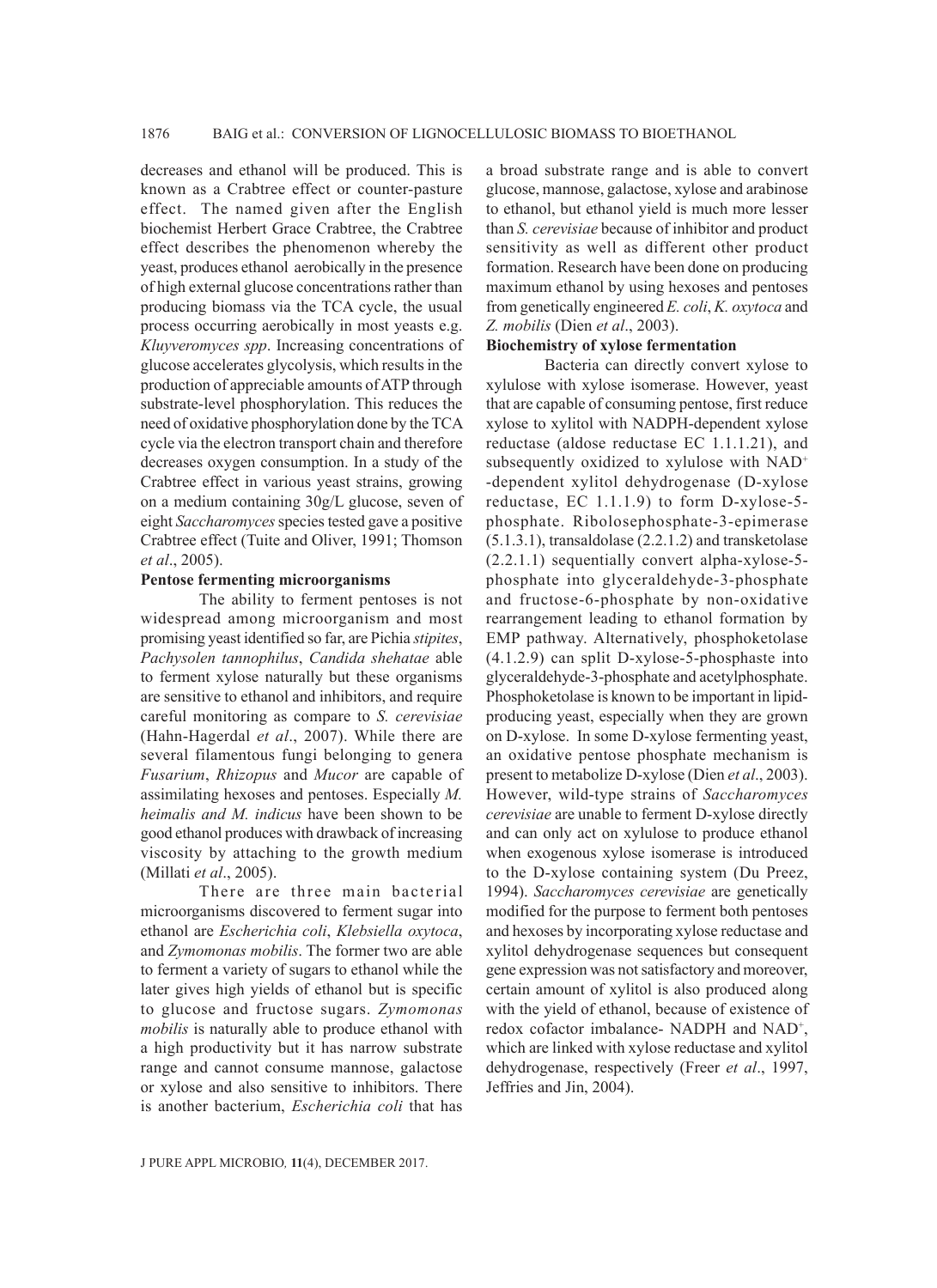decreases and ethanol will be produced. This is known as a Crabtree effect or counter-pasture effect. The named given after the English biochemist Herbert Grace Crabtree, the Crabtree effect describes the phenomenon whereby the yeast, produces ethanol aerobically in the presence of high external glucose concentrations rather than producing biomass via the TCA cycle, the usual process occurring aerobically in most yeasts e.g. *Kluyveromyces spp*. Increasing concentrations of glucose accelerates glycolysis, which results in the production of appreciable amounts of ATP through substrate-level phosphorylation. This reduces the need of oxidative phosphorylation done by the TCA cycle via the electron transport chain and therefore decreases oxygen consumption. In a study of the Crabtree effect in various yeast strains, growing on a medium containing 30g/L glucose, seven of eight *Saccharomyces* species tested gave a positive Crabtree effect (Tuite and Oliver, 1991; Thomson *et al*., 2005).

**Pentose fermenting microorganisms**

The ability to ferment pentoses is not widespread among microorganism and most promising yeast identified so far, are Pichia *stipites*, *Pachysolen tannophilus*, *Candida shehatae* able to ferment xylose naturally but these organisms are sensitive to ethanol and inhibitors, and require careful monitoring as compare to *S. cerevisiae* (Hahn-Hagerdal *et al*., 2007). While there are several filamentous fungi belonging to genera *Fusarium*, *Rhizopus* and *Mucor* are capable of assimilating hexoses and pentoses. Especially *M. heimalis and M. indicus* have been shown to be good ethanol produces with drawback of increasing viscosity by attaching to the growth medium (Millati *et al*., 2005).

There are three main bacterial microorganisms discovered to ferment sugar into ethanol are *Escherichia coli*, *Klebsiella oxytoca*, and *Zymomonas mobilis*. The former two are able to ferment a variety of sugars to ethanol while the later gives high yields of ethanol but is specific to glucose and fructose sugars. *Zymomonas mobilis* is naturally able to produce ethanol with a high productivity but it has narrow substrate range and cannot consume mannose, galactose or xylose and also sensitive to inhibitors. There is another bacterium, *Escherichia coli* that has a broad substrate range and is able to convert glucose, mannose, galactose, xylose and arabinose to ethanol, but ethanol yield is much more lesser than *S. cerevisiae* because of inhibitor and product sensitivity as well as different other product formation. Research have been done on producing maximum ethanol by using hexoses and pentoses from genetically engineered *E. coli*, *K. oxytoca* and *Z. mobilis* (Dien *et al*., 2003).

**Biochemistry of xylose fermentation**

Bacteria can directly convert xylose to xylulose with xylose isomerase. However, yeast that are capable of consuming pentose, first reduce xylose to xylitol with NADPH-dependent xylose reductase (aldose reductase EC 1.1.1.21), and subsequently oxidized to xylulose with $NAD^{+}$ -dependent xylitol dehydrogenase (D-xylose reductase, EC 1.1.1.9) to form D-xylose-5-phosphate. Ribolosephosphate-3-epimerase (5.1.3.1), transaldolase (2.2.1.2) and transketolase (2.2.1.1) sequentially convert alpha-xylose-5-phosphate into glyceraldehyde-3-phosphate and fructose-6-phosphate by non-oxidative rearrangement leading to ethanol formation by EMP pathway. Alternatively, phosphoketolase (4.1.2.9) can split D-xylose-5-phosphaste into glyceraldehyde-3-phosphate and acetylphosphate. Phosphoketolase is known to be important in lipid-producing yeast, especially when they are grown on D-xylose. In some D-xylose fermenting yeast, an oxidative pentose phosphate mechanism is present to metabolize D-xylose (Dien *et al*., 2003). However, wild-type strains of *Saccharomyces cerevisiae* are unable to ferment D-xylose directly and can only act on xylulose to produce ethanol when exogenous xylose isomerase is introduced to the D-xylose containing system (Du Preez, 1994). *Saccharomyces cerevisiae* are genetically modified for the purpose to ferment both pentoses and hexoses by incorporating xylose reductase and xylitol dehydrogenase sequences but consequent gene expression was not satisfactory and moreover, certain amount of xylitol is also produced along with the yield of ethanol, because of existence of redox cofactor imbalance- NADPH and $NAD^{+}$, which are linked with xylose reductase and xylitol dehydrogenase, respectively (Freer *et al*., 1997, Jeffries and Jin, 2004).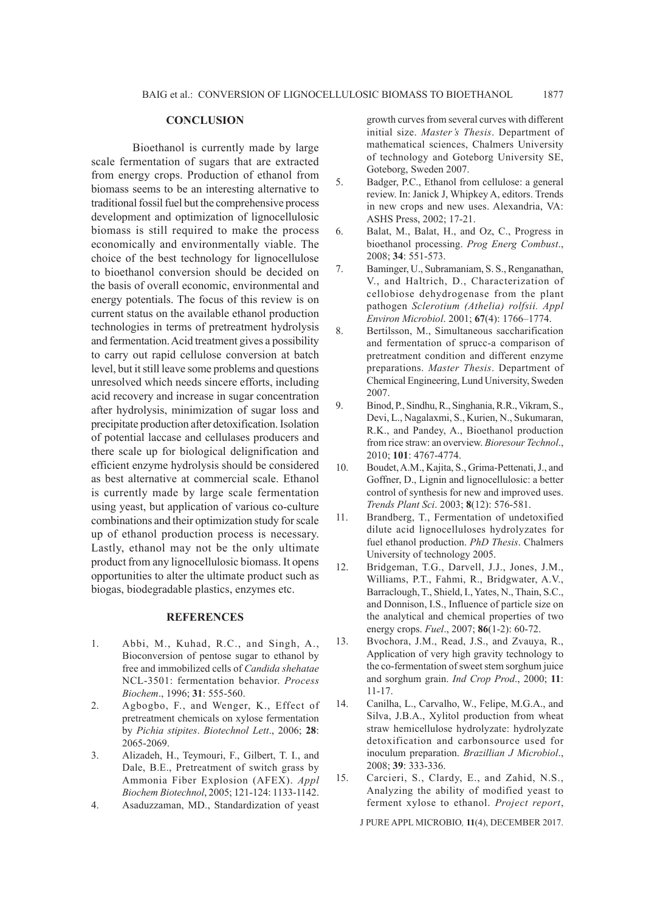## CONCLUSION

Bioethanol is currently made by large scale fermentation of sugars that are extracted from energy crops. Production of ethanol from biomass seems to be an interesting alternative to traditional fossil fuel but the comprehensive process development and optimization of lignocellulosic biomass is still required to make the process economically and environmentally viable. The choice of the best technology for lignocellulose to bioethanol conversion should be decided on the basis of overall economic, environmental and energy potentials. The focus of this review is on current status on the available ethanol production technologies in terms of pretreatment hydrolysis and fermentation. Acid treatment gives a possibility to carry out rapid cellulose conversion at batch level, but it still leave some problems and questions unresolved which needs sincere efforts, including acid recovery and increase in sugar concentration after hydrolysis, minimization of sugar loss and precipitate production after detoxification. Isolation of potential laccase and cellulases producers and there scale up for biological delignification and efficient enzyme hydrolysis should be considered as best alternative at commercial scale. Ethanol is currently made by large scale fermentation using yeast, but application of various co-culture combinations and their optimization study for scale up of ethanol production process is necessary. Lastly, ethanol may not be the only ultimate product from any lignocellulosic biomass. It opens opportunities to alter the ultimate product such as biogas, biodegradable plastics, enzymes etc.

## REFERENCES

1. Abbi, M., Kuhad, R.C., and Singh, A., Bioconversion of pentose sugar to ethanol by free and immobilized cells of *Candida shehatae* NCL-3501: fermentation behavior. *Process Biochem*., 1996; **31**: 555-560.
2. Agbogbo, F., and Wenger, K., Effect of pretreatment chemicals on xylose fermentation by *Pichia stipites*. *Biotechnol Lett*., 2006; **28**: 2065-2069.
3. Alizadeh, H., Teymouri, F., Gilbert, T. I., and Dale, B.E., Pretreatment of switch grass by Ammonia Fiber Explosion (AFEX). *Appl Biochem Biotechnol*, 2005; 121-124: 1133-1142.
4. Asaduzzaman, MD., Standardization of yeast growth curves from several curves with different initial size. *Master's Thesis*. Department of mathematical sciences, Chalmers University of technology and Goteborg University SE, Goteborg, Sweden 2007.
5. Badger, P.C., Ethanol from cellulose: a general review. In: Janick J, Whipkey A, editors. Trends in new crops and new uses. Alexandria, VA: ASHS Press, 2002; 17-21.
6. Balat, M., Balat, H., and Oz, C., Progress in bioethanol processing. *Prog Energ Combust*., 2008; **34**: 551-573.
7. Baminger, U., Subramaniam, S. S., Renganathan, V., and Haltrich, D., Characterization of cellobiose dehydrogenase from the plant pathogen *Sclerotium (Athelia) rolfsii. Appl Environ Microbiol*. 2001; **67**(4): 1766–1774.
8. Bertilsson, M., Simultaneous saccharification and fermentation of sprucc-a comparison of pretreatment condition and different enzyme preparations. *Master Thesis*. Department of Chemical Engineering, Lund University, Sweden 2007.
9. Binod, P., Sindhu, R., Singhania, R.R., Vikram, S., Devi, L., Nagalaxmi, S., Kurien, N., Sukumaran, R.K., and Pandey, A., Bioethanol production from rice straw: an overview. *Bioresour Technol*., 2010; **101**: 4767-4774.
10. Boudet, A.M., Kajita, S., Grima-Pettenati, J., and Goffner, D., Lignin and lignocellulosic: a better control of synthesis for new and improved uses. *Trends Plant Sci*. 2003; **8**(12): 576-581.
11. Brandberg, T., Fermentation of undetoxified dilute acid lignocelluloses hydrolyzates for fuel ethanol production. *PhD Thesis*. Chalmers University of technology 2005.
12. Bridgeman, T.G., Darvell, J.J., Jones, J.M., Williams, P.T., Fahmi, R., Bridgwater, A.V., Barraclough, T., Shield, I., Yates, N., Thain, S.C., and Donnison, I.S., Influence of particle size on the analytical and chemical properties of two energy crops. *Fuel*., 2007; **86**(1-2): 60-72.
13. Bvochora, J.M., Read, J.S., and Zvauya, R., Application of very high gravity technology to the co-fermentation of sweet stem sorghum juice and sorghum grain. *Ind Crop Prod*., 2000; **11**: 11-17.
14. Canilha, L., Carvalho, W., Felipe, M.G.A., and Silva, J.B.A., Xylitol production from wheat straw hemicellulose hydrolyzate: hydrolyzate detoxification and carbonsource used for inoculum preparation. *Brazillian J Microbiol*., 2008; **39**: 333-336.
15. Carcieri, S., Clardy, E., and Zahid, N.S., Analyzing the ability of modified yeast to ferment xylose to ethanol. *Project report*,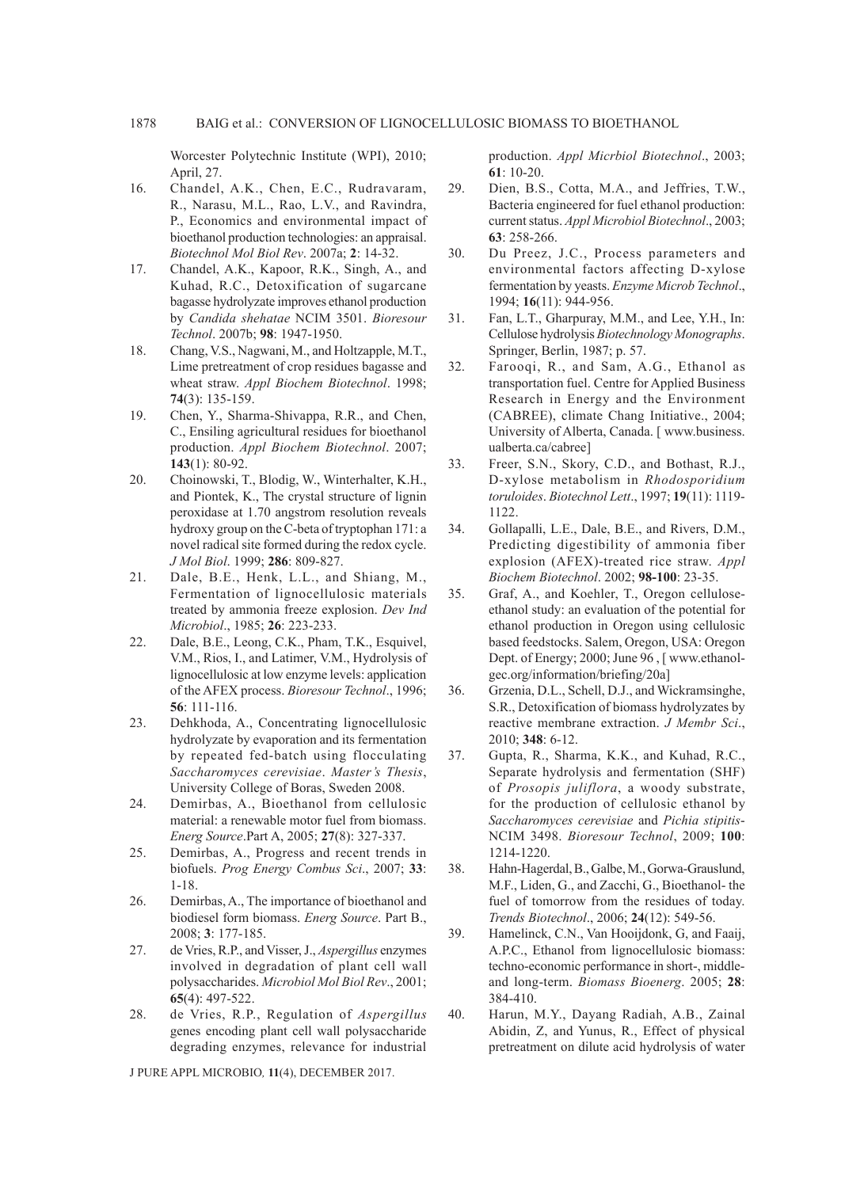Worcester Polytechnic Institute (WPI), 2010; April, 27.

16. Chandel, A.K., Chen, E.C., Rudravaram, R., Narasu, M.L., Rao, L.V., and Ravindra, P., Economics and environmental impact of bioethanol production technologies: an appraisal. *Biotechnol Mol Biol Rev*. 2007a; **2**: 14-32.
17. Chandel, A.K., Kapoor, R.K., Singh, A., and Kuhad, R.C., Detoxification of sugarcane bagasse hydrolyzate improves ethanol production by *Candida shehatae* NCIM 3501. *Bioresour Technol*. 2007b; **98**: 1947-1950.
18. Chang, V.S., Nagwani, M., and Holtzapple, M.T., Lime pretreatment of crop residues bagasse and wheat straw. *Appl Biochem Biotechnol*. 1998; **74**(3): 135-159.
19. Chen, Y., Sharma-Shivappa, R.R., and Chen, C., Ensiling agricultural residues for bioethanol production. *Appl Biochem Biotechnol*. 2007; **143**(1): 80-92.
20. Choinowski, T., Blodig, W., Winterhalter, K.H., and Piontek, K., The crystal structure of lignin peroxidase at 1.70 angstrom resolution reveals hydroxy group on the C-beta of tryptophan 171: a novel radical site formed during the redox cycle. *J Mol Biol*. 1999; **286**: 809-827.
21. Dale, B.E., Henk, L.L., and Shiang, M., Fermentation of lignocellulosic materials treated by ammonia freeze explosion. *Dev Ind Microbiol*., 1985; **26**: 223-233.
22. Dale, B.E., Leong, C.K., Pham, T.K., Esquivel, V.M., Rios, I., and Latimer, V.M., Hydrolysis of lignocellulosic at low enzyme levels: application of the AFEX process. *Bioresour Technol*., 1996; **56**: 111-116.
23. Dehkhoda, A., Concentrating lignocellulosic hydrolyzate by evaporation and its fermentation by repeated fed-batch using flocculating *Saccharomyces cerevisiae*. *Master's Thesis*, University College of Boras, Sweden 2008.
24. Demirbas, A., Bioethanol from cellulosic material: a renewable motor fuel from biomass. *Energ Source*.Part A, 2005; **27**(8): 327-337.
25. Demirbas, A., Progress and recent trends in biofuels. *Prog Energy Combus Sci*., 2007; **33**: 1-18.
26. Demirbas, A., The importance of bioethanol and biodiesel form biomass. *Energ Source*. Part B., 2008; **3**: 177-185.
27. de Vries, R.P., and Visser, J., *Aspergillus* enzymes involved in degradation of plant cell wall polysaccharides. *Microbiol Mol Biol Rev*., 2001; **65**(4): 497-522.
28. de Vries, R.P., Regulation of *Aspergillus* genes encoding plant cell wall polysaccharide degrading enzymes, relevance for industrial production. *Appl Micrbiol Biotechnol*., 2003; **61**: 10-20.
29. Dien, B.S., Cotta, M.A., and Jeffries, T.W., Bacteria engineered for fuel ethanol production: current status. *Appl Microbiol Biotechnol*., 2003; **63**: 258-266.
30. Du Preez, J.C., Process parameters and environmental factors affecting D-xylose fermentation by yeasts. *Enzyme Microb Technol*., 1994; **16**(11): 944-956.
31. Fan, L.T., Gharpuray, M.M., and Lee, Y.H., In: Cellulose hydrolysis *Biotechnology Monographs*. Springer, Berlin, 1987; p. 57.
32. Farooqi, R., and Sam, A.G., Ethanol as transportation fuel. Centre for Applied Business Research in Energy and the Environment (CABREE), climate Chang Initiative., 2004; University of Alberta, Canada. [ www.business.ualberta.ca/cabree]
33. Freer, S.N., Skory, C.D., and Bothast, R.J., D-xylose metabolism in *Rhodosporidium toruloides*. *Biotechnol Lett*., 1997; **19**(11): 1119-1122.
34. Gollapalli, L.E., Dale, B.E., and Rivers, D.M., Predicting digestibility of ammonia fiber explosion (AFEX)-treated rice straw. *Appl Biochem Biotechnol*. 2002; **98-100**: 23-35.
35. Graf, A., and Koehler, T., Oregon cellulose-ethanol study: an evaluation of the potential for ethanol production in Oregon using cellulosic based feedstocks. Salem, Oregon, USA: Oregon Dept. of Energy; 2000; June 96 , [ www.ethanol-gec.org/information/briefing/20a]
36. Grzenia, D.L., Schell, D.J., and Wickramsinghe, S.R., Detoxification of biomass hydrolyzates by reactive membrane extraction. *J Membr Sci*., 2010; **348**: 6-12.
37. Gupta, R., Sharma, K.K., and Kuhad, R.C., Separate hydrolysis and fermentation (SHF) of *Prosopis juliflora*, a woody substrate, for the production of cellulosic ethanol by *Saccharomyces cerevisiae* and *Pichia stipitis*-NCIM 3498. *Bioresour Technol*, 2009; **100**: 1214-1220.
38. Hahn-Hagerdal, B., Galbe, M., Gorwa-Grauslund, M.F., Liden, G., and Zacchi, G., Bioethanol- the fuel of tomorrow from the residues of today. *Trends Biotechnol*., 2006; **24**(12): 549-56.
39. Hamelinck, C.N., Van Hooijdonk, G, and Faaij, A.P.C., Ethanol from lignocellulosic biomass: techno-economic performance in short-, middle- and long-term. *Biomass Bioenerg*. 2005; **28**: 384-410.
40. Harun, M.Y., Dayang Radiah, A.B., Zainal Abidin, Z, and Yunus, R., Effect of physical pretreatment on dilute acid hydrolysis of water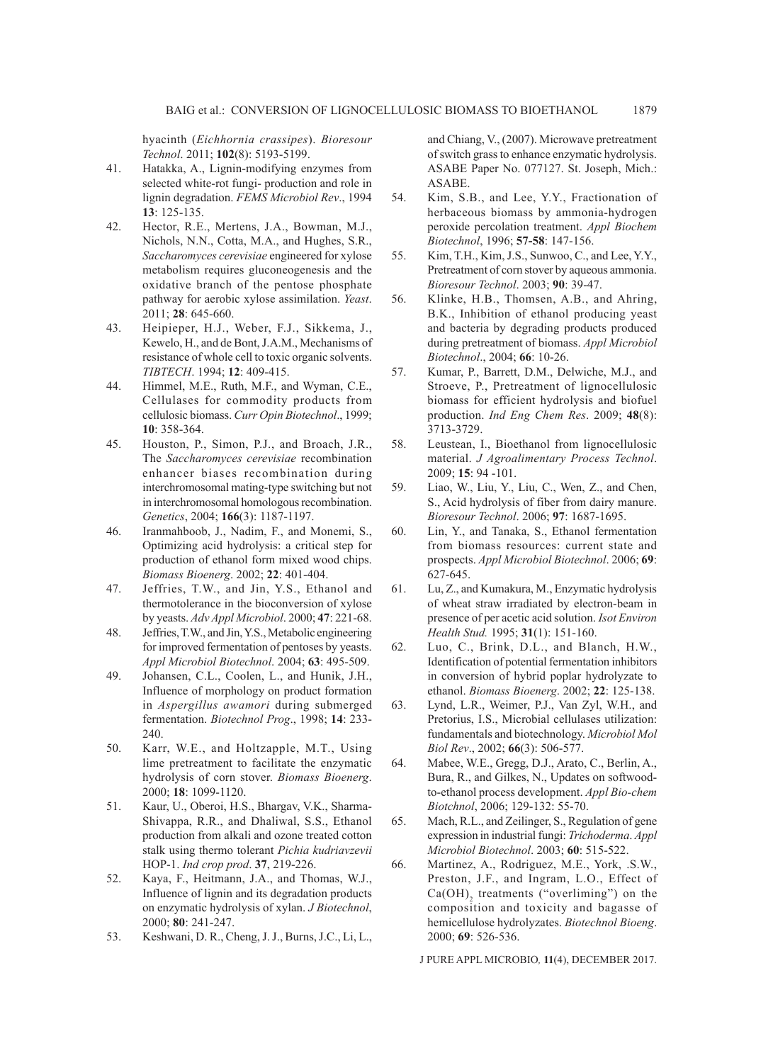hyacinth (*Eichhornia crassipes*). *Bioresour Technol*. 2011; **102**(8): 5193-5199.

41. Hatakka, A., Lignin-modifying enzymes from selected white-rot fungi- production and role in lignin degradation. *FEMS Microbiol Rev*., 1994 **13**: 125-135.
42. Hector, R.E., Mertens, J.A., Bowman, M.J., Nichols, N.N., Cotta, M.A., and Hughes, S.R., *Saccharomyces cerevisiae* engineered for xylose metabolism requires gluconeogenesis and the oxidative branch of the pentose phosphate pathway for aerobic xylose assimilation. *Yeast*. 2011; **28**: 645-660.
43. Heipieper, H.J., Weber, F.J., Sikkema, J., Kewelo, H., and de Bont, J.A.M., Mechanisms of resistance of whole cell to toxic organic solvents. *TIBTECH*. 1994; **12**: 409-415.
44. Himmel, M.E., Ruth, M.F., and Wyman, C.E., Cellulases for commodity products from cellulosic biomass. *Curr Opin Biotechnol*., 1999; **10**: 358-364.
45. Houston, P., Simon, P.J., and Broach, J.R., The *Saccharomyces cerevisiae* recombination enhancer biases recombination during interchromosomal mating-type switching but not in interchromosomal homologous recombination. *Genetics*, 2004; **166**(3): 1187-1197.
46. Iranmahboob, J., Nadim, F., and Monemi, S., Optimizing acid hydrolysis: a critical step for production of ethanol form mixed wood chips. *Biomass Bioenerg*. 2002; **22**: 401-404.
47. Jeffries, T.W., and Jin, Y.S., Ethanol and thermotolerance in the bioconversion of xylose by yeasts. *Adv Appl Microbiol*. 2000; **47**: 221-68.
48. Jeffries, T.W., and Jin, Y.S., Metabolic engineering for improved fermentation of pentoses by yeasts. *Appl Microbiol Biotechnol*. 2004; **63**: 495-509.
49. Johansen, C.L., Coolen, L., and Hunik, J.H., Influence of morphology on product formation in *Aspergillus awamori* during submerged fermentation. *Biotechnol Prog*., 1998; **14**: 233-240.
50. Karr, W.E., and Holtzapple, M.T., Using lime pretreatment to facilitate the enzymatic hydrolysis of corn stover. *Biomass Bioenerg*. 2000; **18**: 1099-1120.
51. Kaur, U., Oberoi, H.S., Bhargav, V.K., Sharma-Shivappa, R.R., and Dhaliwal, S.S., Ethanol production from alkali and ozone treated cotton stalk using thermo tolerant *Pichia kudriavzevii* HOP-1. *Ind crop prod*. **37**, 219-226.
52. Kaya, F., Heitmann, J.A., and Thomas, W.J., Influence of lignin and its degradation products on enzymatic hydrolysis of xylan. *J Biotechnol*, 2000; **80**: 241-247.
53. Keshwani, D. R., Cheng, J. J., Burns, J.C., Li, L., and Chiang, V., (2007). Microwave pretreatment of switch grass to enhance enzymatic hydrolysis. ASABE Paper No. 077127. St. Joseph, Mich.: ASABE.
54. Kim, S.B., and Lee, Y.Y., Fractionation of herbaceous biomass by ammonia-hydrogen peroxide percolation treatment. *Appl Biochem Biotechnol*, 1996; **57-58**: 147-156.
55. Kim, T.H., Kim, J.S., Sunwoo, C., and Lee, Y.Y., Pretreatment of corn stover by aqueous ammonia. *Bioresour Technol*. 2003; **90**: 39-47.
56. Klinke, H.B., Thomsen, A.B., and Ahring, B.K., Inhibition of ethanol producing yeast and bacteria by degrading products produced during pretreatment of biomass. *Appl Microbiol Biotechnol*., 2004; **66**: 10-26.
57. Kumar, P., Barrett, D.M., Delwiche, M.J., and Stroeve, P., Pretreatment of lignocellulosic biomass for efficient hydrolysis and biofuel production. *Ind Eng Chem Res*. 2009; **48**(8): 3713-3729.
58. Leustean, I., Bioethanol from lignocellulosic material. *J Agroalimentary Process Technol*. 2009; **15**: 94 -101.
59. Liao, W., Liu, Y., Liu, C., Wen, Z., and Chen, S., Acid hydrolysis of fiber from dairy manure. *Bioresour Technol*. 2006; **97**: 1687-1695.
60. Lin, Y., and Tanaka, S., Ethanol fermentation from biomass resources: current state and prospects. *Appl Microbiol Biotechnol*. 2006; **69**: 627-645.
61. Lu, Z., and Kumakura, M., Enzymatic hydrolysis of wheat straw irradiated by electron-beam in presence of per acetic acid solution. *Isot Environ Health Stud.* 1995; **31**(1): 151-160.
62. Luo, C., Brink, D.L., and Blanch, H.W., Identification of potential fermentation inhibitors in conversion of hybrid poplar hydrolyzate to ethanol. *Biomass Bioenerg*. 2002; **22**: 125-138.
63. Lynd, L.R., Weimer, P.J., Van Zyl, W.H., and Pretorius, I.S., Microbial cellulases utilization: fundamentals and biotechnology. *Microbiol Mol Biol Rev*., 2002; **66**(3): 506-577.
64. Mabee, W.E., Gregg, D.J., Arato, C., Berlin, A., Bura, R., and Gilkes, N., Updates on softwood-to-ethanol process development. *Appl Bio-chem Biotchnol*, 2006; 129-132: 55-70.
65. Mach, R.L., and Zeilinger, S., Regulation of gene expression in industrial fungi: *Trichoderma*. *Appl Microbiol Biotechnol*. 2003; **60**: 515-522.
66. Martinez, A., Rodriguez, M.E., York, .S.W., Preston, J.F., and Ingram, L.O., Effect of $Ca(OH)_2$ treatments ("overliming") on the composition and toxicity and bagasse of hemicellulose hydrolyzates. *Biotechnol Bioeng*. 2000; **69**: 526-536.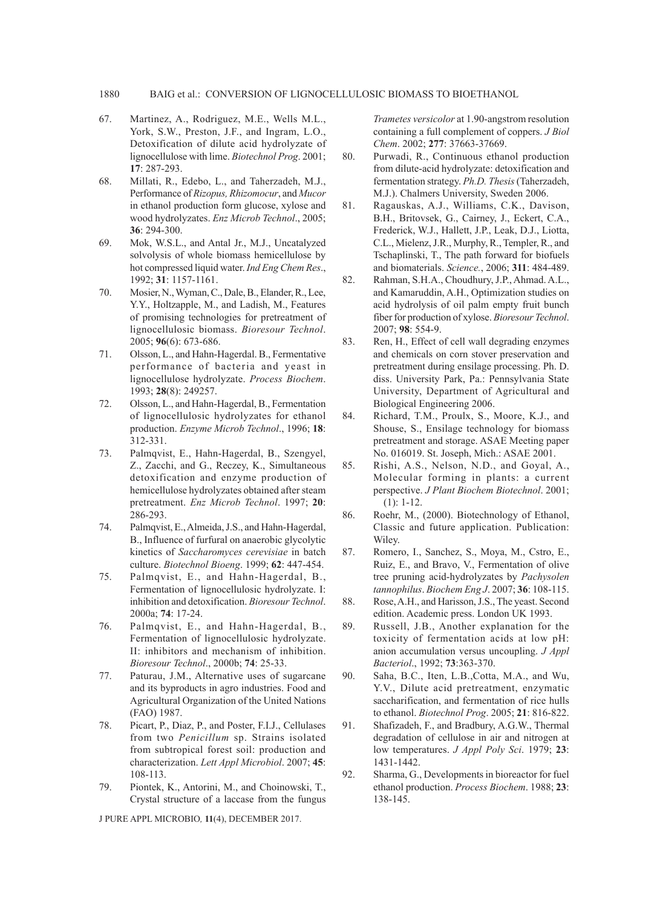67. Martinez, A., Rodriguez, M.E., Wells M.L., York, S.W., Preston, J.F., and Ingram, L.O., Detoxification of dilute acid hydrolyzate of lignocellulose with lime. *Biotechnol Prog*. 2001; **17**: 287-293.
68. Millati, R., Edebo, L., and Taherzadeh, M.J., Performance of *Rizopus, Rhizomocur*, and *Mucor* in ethanol production form glucose, xylose and wood hydrolyzates. *Enz Microb Technol*., 2005; **36**: 294-300.
69. Mok, W.S.L., and Antal Jr., M.J., Uncatalyzed solvolysis of whole biomass hemicellulose by hot compressed liquid water. *Ind Eng Chem Res*., 1992; **31**: 1157-1161.
70. Mosier, N., Wyman, C., Dale, B., Elander, R., Lee, Y.Y., Holtzapple, M., and Ladish, M., Features of promising technologies for pretreatment of lignocellulosic biomass. *Bioresour Technol*. 2005; **96**(6): 673-686.
71. Olsson, L., and Hahn-Hagerdal. B., Fermentative performance of bacteria and yeast in lignocellulose hydrolyzate. *Process Biochem*. 1993; **28**(8): 249257.
72. Olsson, L., and Hahn-Hagerdal, B., Fermentation of lignocellulosic hydrolyzates for ethanol production. *Enzyme Microb Technol*., 1996; **18**: 312-331.
73. Palmqvist, E., Hahn-Hagerdal, B., Szengyel, Z., Zacchi, and G., Reczey, K., Simultaneous detoxification and enzyme production of hemicellulose hydrolyzates obtained after steam pretreatment. *Enz Microb Technol*. 1997; **20**: 286-293.
74. Palmqvist, E., Almeida, J.S., and Hahn-Hagerdal, B., Influence of furfural on anaerobic glycolytic kinetics of *Saccharomyces cerevisiae* in batch culture. *Biotechnol Bioeng*. 1999; **62**: 447-454.
75. Palmqvist, E., and Hahn-Hagerdal, B., Fermentation of lignocellulosic hydrolyzate. I: inhibition and detoxification. *Bioresour Technol*. 2000a; **74**: 17-24.
76. Palmqvist, E., and Hahn-Hagerdal, B., Fermentation of lignocellulosic hydrolyzate. II: inhibitors and mechanism of inhibition. *Bioresour Technol*., 2000b; **74**: 25-33.
77. Paturau, J.M., Alternative uses of sugarcane and its byproducts in agro industries. Food and Agricultural Organization of the United Nations (FAO) 1987.
78. Picart, P., Diaz, P., and Poster, F.I.J., Cellulases from two *Penicillum* sp. Strains isolated from subtropical forest soil: production and characterization. *Lett Appl Microbiol*. 2007; **45**: 108-113.
79. Piontek, K., Antorini, M., and Choinowski, T., Crystal structure of a laccase from the fungus *Trametes versicolor* at 1.90-angstrom resolution containing a full complement of coppers. *J Biol Chem*. 2002; **277**: 37663-37669.
80. Purwadi, R., Continuous ethanol production from dilute-acid hydrolyzate: detoxification and fermentation strategy. *Ph.D. Thesis* (Taherzadeh, M.J.). Chalmers University, Sweden 2006.
81. Ragauskas, A.J., Williams, C.K., Davison, B.H., Britovsek, G., Cairney, J., Eckert, C.A., Frederick, W.J., Hallett, J.P., Leak, D.J., Liotta, C.L., Mielenz, J.R., Murphy, R., Templer, R., and Tschaplinski, T., The path forward for biofuels and biomaterials. *Science.*, 2006; **311**: 484-489.
82. Rahman, S.H.A., Choudhury, J.P., Ahmad. A.L., and Kamaruddin, A.H., Optimization studies on acid hydrolysis of oil palm empty fruit bunch fiber for production of xylose. *Bioresour Technol*. 2007; **98**: 554-9.
83. Ren, H., Effect of cell wall degrading enzymes and chemicals on corn stover preservation and pretreatment during ensilage processing. Ph. D. diss. University Park, Pa.: Pennsylvania State University, Department of Agricultural and Biological Engineering 2006.
84. Richard, T.M., Proulx, S., Moore, K.J., and Shouse, S., Ensilage technology for biomass pretreatment and storage. ASAE Meeting paper No. 016019. St. Joseph, Mich.: ASAE 2001.
85. Rishi, A.S., Nelson, N.D., and Goyal, A., Molecular forming in plants: a current perspective. *J Plant Biochem Biotechnol*. 2001; (1): 1-12.
86. Roehr, M., (2000). Biotechnology of Ethanol, Classic and future application. Publication: Wiley.
87. Romero, I., Sanchez, S., Moya, M., Cstro, E., Ruiz, E., and Bravo, V., Fermentation of olive tree pruning acid-hydrolyzates by *Pachysolen tannophilus*. *Biochem Eng J*. 2007; **36**: 108-115.
88. Rose, A.H., and Harisson, J.S., The yeast. Second edition. Academic press. London UK 1993.
89. Russell, J.B., Another explanation for the toxicity of fermentation acids at low pH: anion accumulation versus uncoupling. *J Appl Bacteriol*., 1992; **73**:363-370.
90. Saha, B.C., Iten, L.B.,Cotta, M.A., and Wu, Y.V., Dilute acid pretreatment, enzymatic saccharification, and fermentation of rice hulls to ethanol. *Biotechnol Prog*. 2005; **21**: 816-822.
91. Shafizadeh, F., and Bradbury, A.G.W., Thermal degradation of cellulose in air and nitrogen at low temperatures. *J Appl Poly Sci*. 1979; **23**: 1431-1442.
92. Sharma, G., Developments in bioreactor for fuel ethanol production. *Process Biochem*. 1988; **23**: 138-145.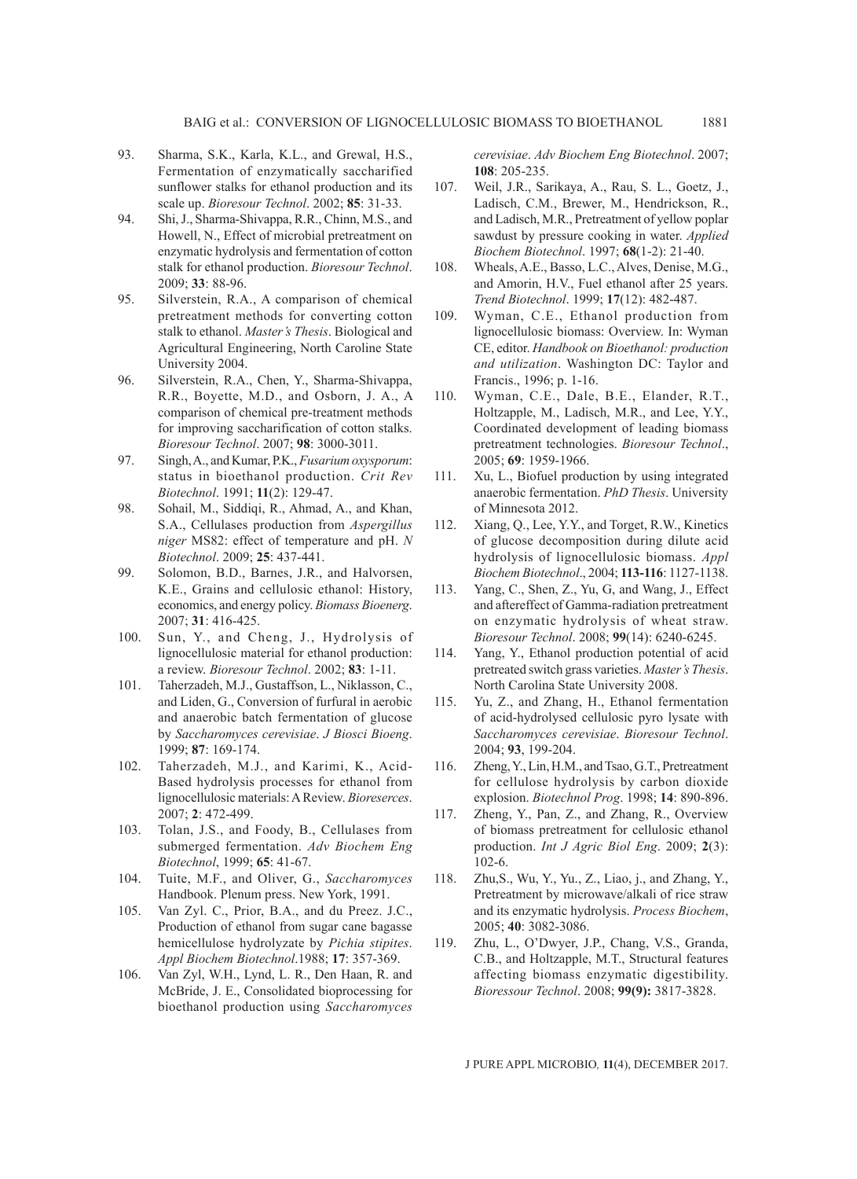93. Sharma, S.K., Karla, K.L., and Grewal, H.S., Fermentation of enzymatically saccharified sunflower stalks for ethanol production and its scale up. *Bioresour Technol*. 2002; **85**: 31-33.
94. Shi, J., Sharma-Shivappa, R.R., Chinn, M.S., and Howell, N., Effect of microbial pretreatment on enzymatic hydrolysis and fermentation of cotton stalk for ethanol production. *Bioresour Technol*. 2009; **33**: 88-96.
95. Silverstein, R.A., A comparison of chemical pretreatment methods for converting cotton stalk to ethanol. *Master's Thesis*. Biological and Agricultural Engineering, North Caroline State University 2004.
96. Silverstein, R.A., Chen, Y., Sharma-Shivappa, R.R., Boyette, M.D., and Osborn, J. A., A comparison of chemical pre-treatment methods for improving saccharification of cotton stalks. *Bioresour Technol*. 2007; **98**: 3000-3011.
97. Singh, A., and Kumar, P.K., *Fusarium oxysporum*: status in bioethanol production. *Crit Rev Biotechnol*. 1991; **11**(2): 129-47.
98. Sohail, M., Siddiqi, R., Ahmad, A., and Khan, S.A., Cellulases production from *Aspergillus niger* MS82: effect of temperature and pH. *N Biotechnol*. 2009; **25**: 437-441.
99. Solomon, B.D., Barnes, J.R., and Halvorsen, K.E., Grains and cellulosic ethanol: History, economics, and energy policy. *Biomass Bioenerg*. 2007; **31**: 416-425.
100. Sun, Y., and Cheng, J., Hydrolysis of lignocellulosic material for ethanol production: a review. *Bioresour Technol*. 2002; **83**: 1-11.
101. Taherzadeh, M.J., Gustaffson, L., Niklasson, C., and Liden, G., Conversion of furfural in aerobic and anaerobic batch fermentation of glucose by *Saccharomyces cerevisiae*. *J Biosci Bioeng*. 1999; **87**: 169-174.
102. Taherzadeh, M.J., and Karimi, K., Acid-Based hydrolysis processes for ethanol from lignocellulosic materials: A Review. *Bioreserces*. 2007; **2**: 472-499.
103. Tolan, J.S., and Foody, B., Cellulases from submerged fermentation. *Adv Biochem Eng Biotechnol*, 1999; **65**: 41-67.
104. Tuite, M.F., and Oliver, G., *Saccharomyces* Handbook. Plenum press. New York, 1991.
105. Van Zyl. C., Prior, B.A., and du Preez. J.C., Production of ethanol from sugar cane bagasse hemicellulose hydrolyzate by *Pichia stipites*. *Appl Biochem Biotechnol*.1988; **17**: 357-369.
106. Van Zyl, W.H., Lynd, L. R., Den Haan, R. and McBride, J. E., Consolidated bioprocessing for bioethanol production using *Saccharomyces cerevisiae*. *Adv Biochem Eng Biotechnol*. 2007; **108**: 205-235.
107. Weil, J.R., Sarikaya, A., Rau, S. L., Goetz, J., Ladisch, C.M., Brewer, M., Hendrickson, R., and Ladisch, M.R., Pretreatment of yellow poplar sawdust by pressure cooking in water. *Applied Biochem Biotechnol*. 1997; **68**(1-2): 21-40.
108. Wheals, A.E., Basso, L.C., Alves, Denise, M.G., and Amorin, H.V., Fuel ethanol after 25 years. *Trend Biotechnol*. 1999; **17**(12): 482-487.
109. Wyman, C.E., Ethanol production from lignocellulosic biomass: Overview. In: Wyman CE, editor. *Handbook on Bioethanol: production and utilization*. Washington DC: Taylor and Francis., 1996; p. 1-16.
110. Wyman, C.E., Dale, B.E., Elander, R.T., Holtzapple, M., Ladisch, M.R., and Lee, Y.Y., Coordinated development of leading biomass pretreatment technologies. *Bioresour Technol*., 2005; **69**: 1959-1966.
111. Xu, L., Biofuel production by using integrated anaerobic fermentation. *PhD Thesis*. University of Minnesota 2012.
112. Xiang, Q., Lee, Y.Y., and Torget, R.W., Kinetics of glucose decomposition during dilute acid hydrolysis of lignocellulosic biomass. *Appl Biochem Biotechnol*., 2004; **113-116**: 1127-1138.
113. Yang, C., Shen, Z., Yu, G, and Wang, J., Effect and aftereffect of Gamma-radiation pretreatment on enzymatic hydrolysis of wheat straw. *Bioresour Technol*. 2008; **99**(14): 6240-6245.
114. Yang, Y., Ethanol production potential of acid pretreated switch grass varieties. *Master's Thesis*. North Carolina State University 2008.
115. Yu, Z., and Zhang, H., Ethanol fermentation of acid-hydrolysed cellulosic pyro lysate with *Saccharomyces cerevisiae*. *Bioresour Technol*. 2004; **93**, 199-204.
116. Zheng, Y., Lin, H.M., and Tsao, G.T., Pretreatment for cellulose hydrolysis by carbon dioxide explosion. *Biotechnol Prog*. 1998; **14**: 890-896.
117. Zheng, Y., Pan, Z., and Zhang, R., Overview of biomass pretreatment for cellulosic ethanol production. *Int J Agric Biol Eng*. 2009; **2**(3): 102-6.
118. Zhu,S., Wu, Y., Yu., Z., Liao, j., and Zhang, Y., Pretreatment by microwave/alkali of rice straw and its enzymatic hydrolysis. *Process Biochem*, 2005; **40**: 3082-3086.
119. Zhu, L., O'Dwyer, J.P., Chang, V.S., Granda, C.B., and Holtzapple, M.T., Structural features affecting biomass enzymatic digestibility. *Bioressour Technol*. 2008; **99(9):** 3817-3828.